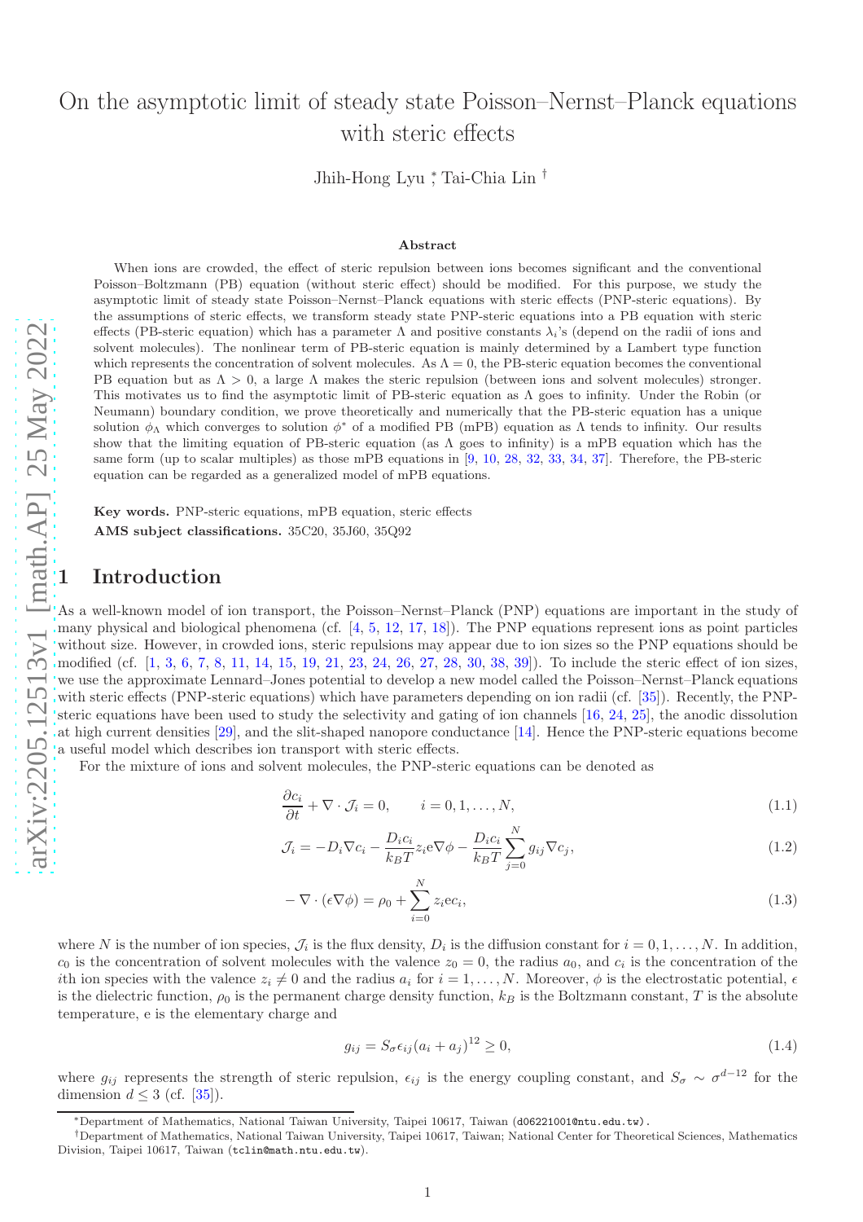# On the asymptotic limit of steady state Poisson–Nernst–Planck equations with steric effects

Jhih-Hong Lyu [*], Tai-Chia Lin [†]

### Abstract

When ions are crowded, the effect of steric repulsion between ions becomes significant and the conventional Poisson–Boltzmann (PB) equation (without steric effect) should be modified. For this purpose, we study the asymptotic limit of steady state Poisson–Nernst–Planck equations with steric effects (PNP-steric equations). By the assumptions of steric effects, we transform steady state PNP-steric equations into a PB equation with steric effects (PB-steric equation) which has a parameter $\Lambda$ and positive constants $\lambda_i$'s (depend on the radii of ions and solvent molecules). The nonlinear term of PB-steric equation is mainly determined by a Lambert type function which represents the concentration of solvent molecules. As $\Lambda = 0$, the PB-steric equation becomes the conventional PB equation but as $\Lambda > 0$, a large $\Lambda$ makes the steric repulsion (between ions and solvent molecules) stronger. This motivates us to find the asymptotic limit of PB-steric equation as $\Lambda$ goes to infinity. Under the Robin (or Neumann) boundary condition, we prove theoretically and numerically that the PB-steric equation has a unique solution $\phi_\Lambda$ which converges to solution $\phi^*$ of a modified PB (mPB) equation as $\Lambda$ tends to infinity. Our results show that the limiting equation of PB-steric equation (as $\Lambda$ goes to infinity) is a mPB equation which has the same form (up to scalar multiples) as those mPB equations in [9, 10, 28, 32, 33, 34, 37]. Therefore, the PB-steric equation can be regarded as a generalized model of mPB equations.

**Key words.** PNP-steric equations, mPB equation, steric effects

**AMS subject classifications.** 35C20, 35J60, 35Q92

## 1 Introduction

As a well-known model of ion transport, the Poisson–Nernst–Planck (PNP) equations are important in the study of many physical and biological phenomena (cf. [4, 5, 12, 17, 18]). The PNP equations represent ions as point particles without size. However, in crowded ions, steric repulsions may appear due to ion sizes so the PNP equations should be modified (cf. [1, 3, 6, 7, 8, 11, 14, 15, 19, 21, 23, 24, 26, 27, 28, 30, 38, 39]). To include the steric effect of ion sizes, we use the approximate Lennard–Jones potential to develop a new model called the Poisson–Nernst–Planck equations with steric effects (PNP-steric equations) which have parameters depending on ion radii (cf. [35]). Recently, the PNP-steric equations have been used to study the selectivity and gating of ion channels [16, 24, 25], the anodic dissolution at high current densities [29], and the slit-shaped nanopore conductance [14]. Hence the PNP-steric equations become a useful model which describes ion transport with steric effects.

For the mixture of ions and solvent molecules, the PNP-steric equations can be denoted as

$$\frac{\partial c_i}{\partial t} + \nabla \cdot \mathcal{J}_i = 0, \qquad i = 0, 1, \ldots, N, \tag{1.1}$$

$$\mathcal{J}_i = -D_i \nabla c_i - \frac{D_i c_i}{k_B T} z_i \mathrm{e} \nabla \phi - \frac{D_i c_i}{k_B T} \sum_{j=0}^{N} g_{ij} \nabla c_j, \tag{1.2}$$

$$-\nabla \cdot (\epsilon \nabla \phi) = \rho_0 + \sum_{i=0}^{N} z_i \mathrm{e} c_i, \tag{1.3}$$

where $N$ is the number of ion species, $\mathcal{J}_i$ is the flux density, $D_i$ is the diffusion constant for $i = 0, 1, \ldots, N$. In addition, $c_0$ is the concentration of solvent molecules with the valence $z_0 = 0$, the radius $a_0$, and $c_i$ is the concentration of the $i$th ion species with the valence $z_i \neq 0$ and the radius $a_i$ for $i = 1, \ldots, N$. Moreover, $\phi$ is the electrostatic potential, $\epsilon$ is the dielectric function, $\rho_0$ is the permanent charge density function, $k_B$ is the Boltzmann constant, $T$ is the absolute temperature, e is the elementary charge and

$$g_{ij} = S_\sigma \epsilon_{ij} (a_i + a_j)^{12} \geq 0, \tag{1.4}$$

where $g_{ij}$ represents the strength of steric repulsion, $\epsilon_{ij}$ is the energy coupling constant, and $S_\sigma \sim \sigma^{d-12}$ for the dimension $d \leq 3$ (cf. [35]).

[*] Department of Mathematics, National Taiwan University, Taipei 10617, Taiwan (d06221001@ntu.edu.tw).

[†] Department of Mathematics, National Taiwan University, Taipei 10617, Taiwan; National Center for Theoretical Sciences, Mathematics Division, Taipei 10617, Taiwan (tclin@math.ntu.edu.tw).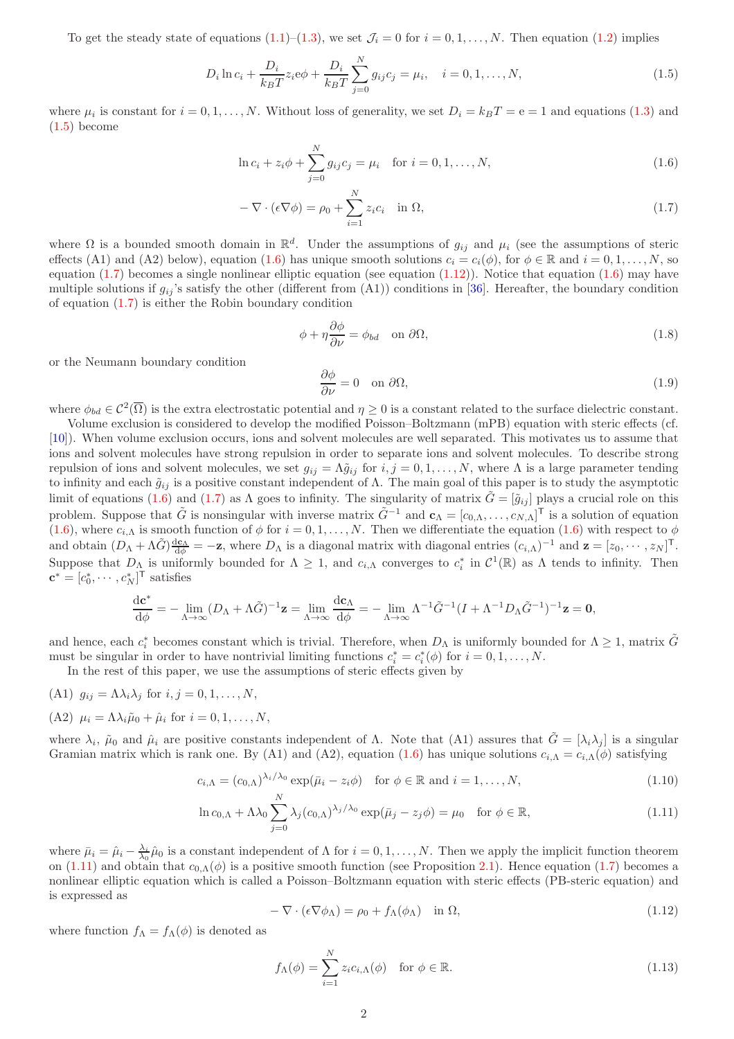To get the steady state of equations (1.1)–(1.3), we set $\mathcal{J}_i = 0$ for $i = 0, 1, \ldots, N$. Then equation (1.2) implies

$$D_i \ln c_i + \frac{D_i}{k_B T} z_i e\phi + \frac{D_i}{k_B T} \sum_{j=0}^{N} g_{ij} c_j = \mu_i, \quad i = 0, 1, \ldots, N, \tag{1.5}$$

where $\mu_i$ is constant for $i = 0, 1, \ldots, N$. Without loss of generality, we set $D_i = k_B T = e = 1$ and equations (1.3) and (1.5) become

$$\ln c_i + z_i \phi + \sum_{j=0}^{N} g_{ij} c_j = \mu_i \quad \text{for } i = 0, 1, \ldots, N, \tag{1.6}$$

$$-\nabla \cdot (\epsilon \nabla \phi) = \rho_0 + \sum_{i=1}^{N} z_i c_i \quad \text{in } \Omega, \tag{1.7}$$

where $\Omega$ is a bounded smooth domain in $\mathbb{R}^d$. Under the assumptions of $g_{ij}$ and $\mu_i$ (see the assumptions of steric effects (A1) and (A2) below), equation (1.6) has unique smooth solutions $c_i = c_i(\phi)$, for $\phi \in \mathbb{R}$ and $i = 0, 1, \ldots, N$, so equation (1.7) becomes a single nonlinear elliptic equation (see equation (1.12)). Notice that equation (1.6) may have multiple solutions if $g_{ij}$'s satisfy the other (different from (A1)) conditions in [36]. Hereafter, the boundary condition of equation (1.7) is either the Robin boundary condition

$$\phi + \eta \frac{\partial \phi}{\partial \nu} = \phi_{bd} \quad \text{on } \partial\Omega, \tag{1.8}$$

or the Neumann boundary condition

$$\frac{\partial \phi}{\partial \nu} = 0 \quad \text{on } \partial\Omega, \tag{1.9}$$

where $\phi_{bd} \in \mathcal{C}^2(\overline{\Omega})$ is the extra electrostatic potential and $\eta \geq 0$ is a constant related to the surface dielectric constant.

Volume exclusion is considered to develop the modified Poisson–Boltzmann (mPB) equation with steric effects (cf. [10]). When volume exclusion occurs, ions and solvent molecules are well separated. This motivates us to assume that ions and solvent molecules have strong repulsion in order to separate ions and solvent molecules. To describe strong repulsion of ions and solvent molecules, we set $g_{ij} = \Lambda \tilde{g}_{ij}$ for $i, j = 0, 1, \ldots, N$, where $\Lambda$ is a large parameter tending to infinity and each $\tilde{g}_{ij}$ is a positive constant independent of $\Lambda$. The main goal of this paper is to study the asymptotic limit of equations (1.6) and (1.7) as $\Lambda$ goes to infinity. The singularity of matrix $\tilde{G} = [\tilde{g}_{ij}]$ plays a crucial role on this problem. Suppose that $\tilde{G}$ is nonsingular with inverse matrix $\tilde{G}^{-1}$ and $\mathbf{c}_\Lambda = [c_{0,\Lambda}, \ldots, c_{N,\Lambda}]^\mathsf{T}$ is a solution of equation (1.6), where $c_{i,\Lambda}$ is smooth function of $\phi$ for $i = 0, 1, \ldots, N$. Then we differentiate the equation (1.6) with respect to $\phi$ and obtain $(D_\Lambda + \Lambda \tilde{G}) \frac{\mathrm{d}\mathbf{c}_\Lambda}{\mathrm{d}\phi} = -\mathbf{z}$, where $D_\Lambda$ is a diagonal matrix with diagonal entries $(c_{i,\Lambda})^{-1}$ and $\mathbf{z} = [z_0, \cdots, z_N]^\mathsf{T}$. Suppose that $D_\Lambda$ is uniformly bounded for $\Lambda \geq 1$, and $c_{i,\Lambda}$ converges to $c_i^*$ in $\mathcal{C}^1(\mathbb{R})$ as $\Lambda$ tends to infinity. Then $\mathbf{c}^* = [c_0^*, \cdots, c_N^*]^\mathsf{T}$ satisfies

$$\frac{\mathrm{d}\mathbf{c}^*}{\mathrm{d}\phi} = -\lim_{\Lambda \to \infty} (D_\Lambda + \Lambda \tilde{G})^{-1} \mathbf{z} = \lim_{\Lambda \to \infty} \frac{\mathrm{d}\mathbf{c}_\Lambda}{\mathrm{d}\phi} = -\lim_{\Lambda \to \infty} \Lambda^{-1} \tilde{G}^{-1} (I + \Lambda^{-1} D_\Lambda \tilde{G}^{-1})^{-1} \mathbf{z} = \mathbf{0},$$

and hence, each $c_i^*$ becomes constant which is trivial. Therefore, when $D_\Lambda$ is uniformly bounded for $\Lambda \geq 1$, matrix $\tilde{G}$ must be singular in order to have nontrivial limiting functions $c_i^* = c_i^*(\phi)$ for $i = 0, 1, \ldots, N$.

In the rest of this paper, we use the assumptions of steric effects given by

(A1) $g_{ij} = \Lambda \lambda_i \lambda_j$ for $i, j = 0, 1, \ldots, N$,

(A2) $\mu_i = \Lambda \lambda_i \tilde{\mu}_0 + \hat{\mu}_i$ for $i = 0, 1, \ldots, N$,

where $\lambda_i$, $\tilde{\mu}_0$ and $\hat{\mu}_i$ are positive constants independent of $\Lambda$. Note that (A1) assures that $\tilde{G} = [\lambda_i \lambda_j]$ is a singular Gramian matrix which is rank one. By (A1) and (A2), equation (1.6) has unique solutions $c_{i,\Lambda} = c_{i,\Lambda}(\phi)$ satisfying

$$c_{i,\Lambda} = (c_{0,\Lambda})^{\lambda_i/\lambda_0} \exp(\bar{\mu}_i - z_i \phi) \quad \text{for } \phi \in \mathbb{R} \text{ and } i = 1, \ldots, N, \tag{1.10}$$

$$\ln c_{0,\Lambda} + \Lambda \lambda_0 \sum_{j=0}^{N} \lambda_j (c_{0,\Lambda})^{\lambda_j/\lambda_0} \exp(\bar{\mu}_j - z_j \phi) = \mu_0 \quad \text{for } \phi \in \mathbb{R}, \tag{1.11}$$

where $\bar{\mu}_i = \hat{\mu}_i - \frac{\lambda_i}{\lambda_0} \hat{\mu}_0$ is a constant independent of $\Lambda$ for $i = 0, 1, \ldots, N$. Then we apply the implicit function theorem on (1.11) and obtain that $c_{0,\Lambda}(\phi)$ is a positive smooth function (see Proposition 2.1). Hence equation (1.7) becomes a nonlinear elliptic equation which is called a Poisson–Boltzmann equation with steric effects (PB-steric equation) and is expressed as

$$-\nabla \cdot (\epsilon \nabla \phi_\Lambda) = \rho_0 + f_\Lambda(\phi_\Lambda) \quad \text{in } \Omega, \tag{1.12}$$

where function $f_\Lambda = f_\Lambda(\phi)$ is denoted as

$$f_\Lambda(\phi) = \sum_{i=1}^{N} z_i c_{i,\Lambda}(\phi) \quad \text{for } \phi \in \mathbb{R}. \tag{1.13}$$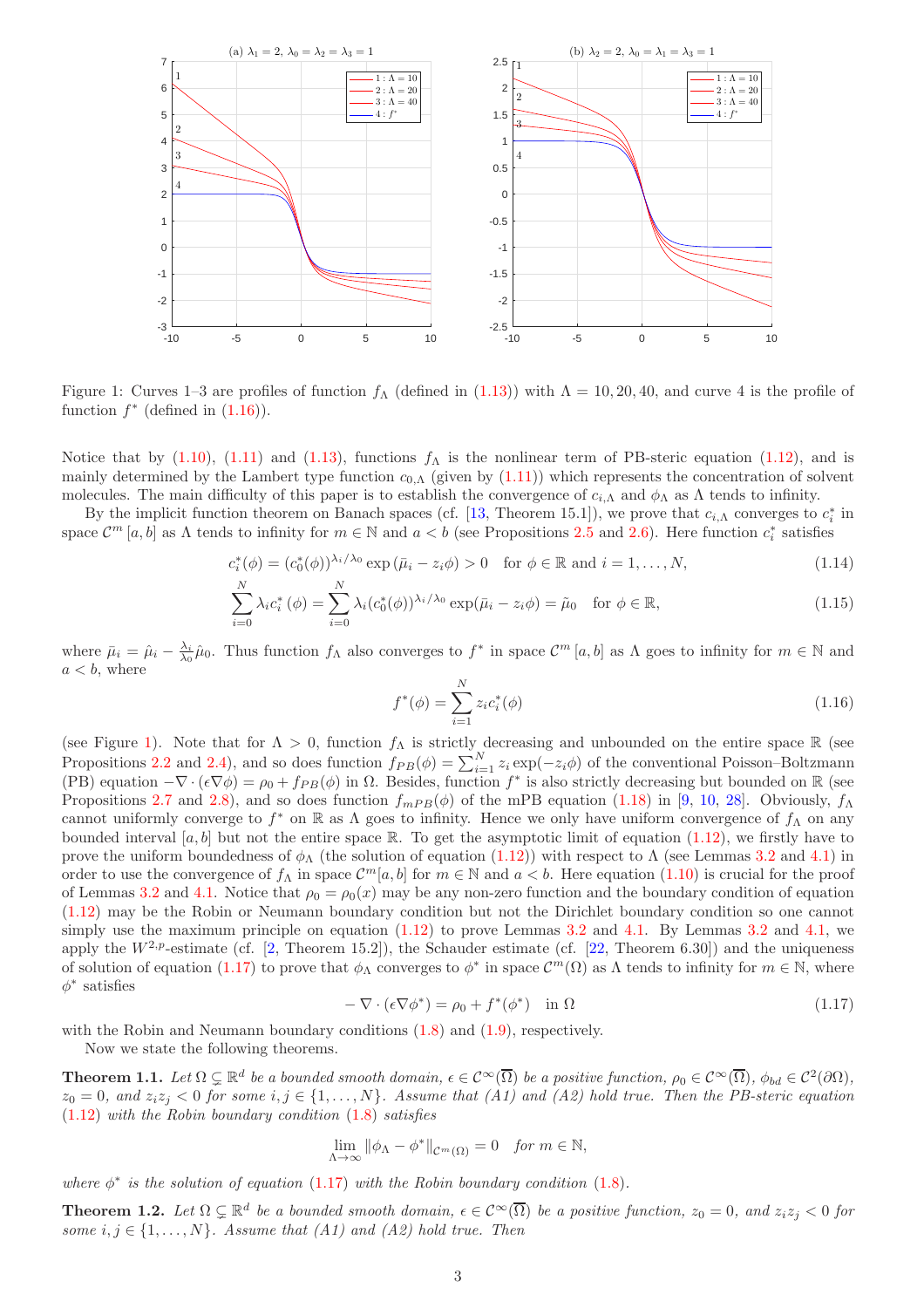Figure 1: Curves 1–3 are profiles of function $f_\Lambda$ (defined in (1.13)) with $\Lambda = 10, 20, 40$, and curve 4 is the profile of function $f^*$ (defined in (1.16)).

Notice that by (1.10), (1.11) and (1.13), functions $f_\Lambda$ is the nonlinear term of PB-steric equation (1.12), and is mainly determined by the Lambert type function $c_{0,\Lambda}$ (given by (1.11)) which represents the concentration of solvent molecules. The main difficulty of this paper is to establish the convergence of $c_{i,\Lambda}$ and $\phi_\Lambda$ as $\Lambda$ tends to infinity.

By the implicit function theorem on Banach spaces (cf. [13, Theorem 15.1]), we prove that $c_{i,\Lambda}$ converges to $c_i^*$ in space $\mathcal{C}^m[a,b]$ as $\Lambda$ tends to infinity for $m \in \mathbb{N}$ and $a < b$ (see Propositions 2.5 and 2.6). Here function $c_i^*$ satisfies

$$c_i^*(\phi) = (c_0^*(\phi))^{\lambda_i/\lambda_0} \exp\left(\bar{\mu}_i - z_i\phi\right) > 0 \quad \text{for } \phi \in \mathbb{R} \text{ and } i = 1, \ldots, N, \tag{1.14}$$

$$\sum_{i=0}^{N} \lambda_i c_i^*(\phi) = \sum_{i=0}^{N} \lambda_i (c_0^*(\phi))^{\lambda_i/\lambda_0} \exp(\bar{\mu}_i - z_i\phi) = \tilde{\mu}_0 \quad \text{for } \phi \in \mathbb{R}, \tag{1.15}$$

where $\bar{\mu}_i = \hat{\mu}_i - \frac{\lambda_i}{\lambda_0}\hat{\mu}_0$. Thus function $f_\Lambda$ also converges to $f^*$ in space $\mathcal{C}^m[a,b]$ as $\Lambda$ goes to infinity for $m \in \mathbb{N}$ and $a < b$, where

$$f^*(\phi) = \sum_{i=1}^{N} z_i c_i^*(\phi) \tag{1.16}$$

(see Figure 1). Note that for $\Lambda > 0$, function $f_\Lambda$ is strictly decreasing and unbounded on the entire space $\mathbb{R}$ (see Propositions 2.2 and 2.4), and so does function $f_{PB}(\phi) = \sum_{i=1}^{N} z_i \exp(-z_i\phi)$ of the conventional Poisson–Boltzmann (PB) equation $-\nabla \cdot (\epsilon \nabla \phi) = \rho_0 + f_{PB}(\phi)$ in $\Omega$. Besides, function $f^*$ is also strictly decreasing but bounded on $\mathbb{R}$ (see Propositions 2.7 and 2.8), and so does function $f_{mPB}(\phi)$ of the mPB equation (1.18) in [9, 10, 28]. Obviously, $f_\Lambda$ cannot uniformly converge to $f^*$ on $\mathbb{R}$ as $\Lambda$ goes to infinity. Hence we only have uniform convergence of $f_\Lambda$ on any bounded interval $[a,b]$ but not the entire space $\mathbb{R}$. To get the asymptotic limit of equation (1.12), we firstly have to prove the uniform boundedness of $\phi_\Lambda$ (the solution of equation (1.12)) with respect to $\Lambda$ (see Lemmas 3.2 and 4.1) in order to use the convergence of $f_\Lambda$ in space $\mathcal{C}^m[a,b]$ for $m \in \mathbb{N}$ and $a < b$. Here equation (1.10) is crucial for the proof of Lemmas 3.2 and 4.1. Notice that $\rho_0 = \rho_0(x)$ may be any non-zero function and the boundary condition of equation (1.12) may be the Robin or Neumann boundary condition but not the Dirichlet boundary condition so one cannot simply use the maximum principle on equation (1.12) to prove Lemmas 3.2 and 4.1. By Lemmas 3.2 and 4.1, we apply the $W^{2,p}$-estimate (cf. [2, Theorem 15.2]), the Schauder estimate (cf. [22, Theorem 6.30]) and the uniqueness of solution of equation (1.17) to prove that $\phi_\Lambda$ converges to $\phi^*$ in space $\mathcal{C}^m(\Omega)$ as $\Lambda$ tends to infinity for $m \in \mathbb{N}$, where $\phi^*$ satisfies

$$-\nabla \cdot (\epsilon \nabla \phi^*) = \rho_0 + f^*(\phi^*) \quad \text{in } \Omega \tag{1.17}$$

with the Robin and Neumann boundary conditions (1.8) and (1.9), respectively.

Now we state the following theorems.

**Theorem 1.1.** *Let $\Omega \subsetneq \mathbb{R}^d$ be a bounded smooth domain, $\epsilon \in \mathcal{C}^\infty(\overline{\Omega})$ be a positive function, $\rho_0 \in \mathcal{C}^\infty(\overline{\Omega})$, $\phi_{bd} \in \mathcal{C}^2(\partial\Omega)$, $z_0 = 0$, and $z_i z_j < 0$ for some $i, j \in \{1, \ldots, N\}$. Assume that (A1) and (A2) hold true. Then the PB-steric equation (1.12) with the Robin boundary condition (1.8) satisfies*

$$\lim_{\Lambda \to \infty} \|\phi_\Lambda - \phi^*\|_{\mathcal{C}^m(\Omega)} = 0 \quad \textit{for } m \in \mathbb{N},$$

*where $\phi^*$ is the solution of equation (1.17) with the Robin boundary condition (1.8).*

**Theorem 1.2.** *Let $\Omega \subsetneq \mathbb{R}^d$ be a bounded smooth domain, $\epsilon \in \mathcal{C}^\infty(\overline{\Omega})$ be a positive function, $z_0 = 0$, and $z_i z_j < 0$ for some $i, j \in \{1, \ldots, N\}$. Assume that (A1) and (A2) hold true. Then*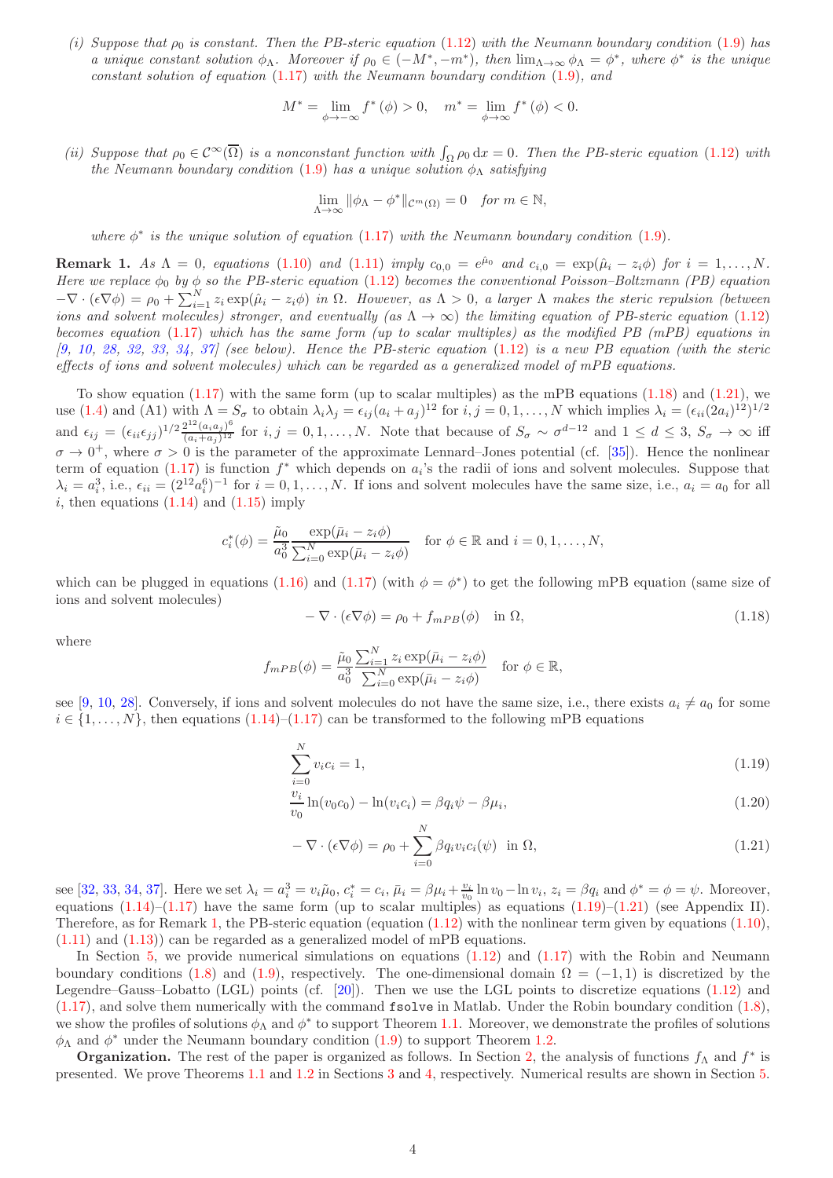*(i) Suppose that $\rho_0$ is constant. Then the PB-steric equation (1.12) with the Neumann boundary condition (1.9) has a unique constant solution $\phi_\Lambda$. Moreover if $\rho_0 \in (-M^*, -m^*)$, then $\lim_{\Lambda\to\infty} \phi_\Lambda = \phi^*$, where $\phi^*$ is the unique constant solution of equation (1.17) with the Neumann boundary condition (1.9), and*

$$M^* = \lim_{\phi\to-\infty} f^*(\phi) > 0, \quad m^* = \lim_{\phi\to\infty} f^*(\phi) < 0.$$

*(ii) Suppose that $\rho_0 \in \mathcal{C}^\infty(\overline{\Omega})$ is a nonconstant function with $\int_\Omega \rho_0 \, \mathrm{d}x = 0$. Then the PB-steric equation (1.12) with the Neumann boundary condition (1.9) has a unique solution $\phi_\Lambda$ satisfying*

$$\lim_{\Lambda\to\infty} \|\phi_\Lambda - \phi^*\|_{\mathcal{C}^m(\Omega)} = 0 \quad \text{for } m \in \mathbb{N},$$

*where $\phi^*$ is the unique solution of equation (1.17) with the Neumann boundary condition (1.9).*

**Remark 1.** *As $\Lambda = 0$, equations (1.10) and (1.11) imply $c_{0,0} = e^{\tilde{\mu}_0}$ and $c_{i,0} = \exp(\hat{\mu}_i - z_i\phi)$ for $i = 1, \dots, N$. Here we replace $\phi_0$ by $\phi$ so the PB-steric equation (1.12) becomes the conventional Poisson–Boltzmann (PB) equation $-\nabla\cdot(\epsilon\nabla\phi) = \rho_0 + \sum_{i=1}^N z_i \exp(\hat{\mu}_i - z_i\phi)$ in $\Omega$. However, as $\Lambda > 0$, a larger $\Lambda$ makes the steric repulsion (between ions and solvent molecules) stronger, and eventually (as $\Lambda \to \infty$) the limiting equation of PB-steric equation (1.12) becomes equation (1.17) which has the same form (up to scalar multiples) as the modified PB (mPB) equations in [9, 10, 28, 32, 33, 34, 37] (see below). Hence the PB-steric equation (1.12) is a new PB equation (with the steric effects of ions and solvent molecules) which can be regarded as a generalized model of mPB equations.*

To show equation (1.17) with the same form (up to scalar multiples) as the mPB equations (1.18) and (1.21), we use (1.4) and (A1) with $\Lambda = S_\sigma$ to obtain $\lambda_i\lambda_j = \epsilon_{ij}(a_i + a_j)^{12}$ for $i, j = 0, 1, \dots, N$ which implies $\lambda_i = (\epsilon_{ii}(2a_i)^{12})^{1/2}$ and $\epsilon_{ij} = (\epsilon_{ii}\epsilon_{jj})^{1/2}\frac{2^{12}(a_i a_j)^6}{(a_i+a_j)^{12}}$ for $i, j = 0, 1, \dots, N$. Note that because of $S_\sigma \sim \sigma^{d-12}$ and $1 \le d \le 3$, $S_\sigma \to \infty$ iff $\sigma \to 0^+$, where $\sigma > 0$ is the parameter of the approximate Lennard–Jones potential (cf. [35]). Hence the nonlinear term of equation (1.17) is function $f^*$ which depends on $a_i$'s the radii of ions and solvent molecules. Suppose that $\lambda_i = a_i^3$, i.e., $\epsilon_{ii} = (2^{12}a_i^6)^{-1}$ for $i = 0, 1, \dots, N$. If ions and solvent molecules have the same size, i.e., $a_i = a_0$ for all $i$, then equations (1.14) and (1.15) imply

$$c_i^*(\phi) = \frac{\tilde{\mu}_0}{a_0^3}\frac{\exp(\bar{\mu}_i - z_i\phi)}{\sum_{i=0}^N \exp(\bar{\mu}_i - z_i\phi)} \quad \text{for } \phi \in \mathbb{R} \text{ and } i = 0, 1, \dots, N,$$

which can be plugged in equations (1.16) and (1.17) (with $\phi = \phi^*$) to get the following mPB equation (same size of ions and solvent molecules)

$$-\nabla\cdot(\epsilon\nabla\phi) = \rho_0 + f_{mPB}(\phi) \quad \text{in } \Omega, \tag{1.18}$$

where

$$f_{mPB}(\phi) = \frac{\tilde{\mu}_0}{a_0^3}\frac{\sum_{i=1}^N z_i \exp(\bar{\mu}_i - z_i\phi)}{\sum_{i=0}^N \exp(\bar{\mu}_i - z_i\phi)} \quad \text{for } \phi \in \mathbb{R},$$

see [9, 10, 28]. Conversely, if ions and solvent molecules do not have the same size, i.e., there exists $a_i \neq a_0$ for some $i \in \{1, \dots, N\}$, then equations (1.14)–(1.17) can be transformed to the following mPB equations

$$\sum_{i=0}^N v_i c_i = 1, \tag{1.19}$$

$$\frac{v_i}{v_0}\ln(v_0 c_0) - \ln(v_i c_i) = \beta q_i \psi - \beta\mu_i, \tag{1.20}$$

$$-\nabla\cdot(\epsilon\nabla\phi) = \rho_0 + \sum_{i=0}^N \beta q_i v_i c_i(\psi) \quad \text{in } \Omega, \tag{1.21}$$

see [32, 33, 34, 37]. Here we set $\lambda_i = a_i^3 = v_i\tilde{\mu}_0$, $c_i^* = c_i$, $\bar{\mu}_i = \beta\mu_i + \frac{v_i}{v_0}\ln v_0 - \ln v_i$, $z_i = \beta q_i$ and $\phi^* = \phi = \psi$. Moreover, equations (1.14)–(1.17) have the same form (up to scalar multiples) as equations (1.19)–(1.21) (see Appendix II). Therefore, as for Remark 1, the PB-steric equation (equation (1.12) with the nonlinear term given by equations (1.10), (1.11) and (1.13)) can be regarded as a generalized model of mPB equations.

In Section 5, we provide numerical simulations on equations (1.12) and (1.17) with the Robin and Neumann boundary conditions (1.8) and (1.9), respectively. The one-dimensional domain $\Omega = (-1, 1)$ is discretized by the Legendre–Gauss–Lobatto (LGL) points (cf. [20]). Then we use the LGL points to discretize equations (1.12) and (1.17), and solve them numerically with the command `fsolve` in Matlab. Under the Robin boundary condition (1.8), we show the profiles of solutions $\phi_\Lambda$ and $\phi^*$ to support Theorem 1.1. Moreover, we demonstrate the profiles of solutions $\phi_\Lambda$ and $\phi^*$ under the Neumann boundary condition (1.9) to support Theorem 1.2.

**Organization.** The rest of the paper is organized as follows. In Section 2, the analysis of functions $f_\Lambda$ and $f^*$ is presented. We prove Theorems 1.1 and 1.2 in Sections 3 and 4, respectively. Numerical results are shown in Section 5.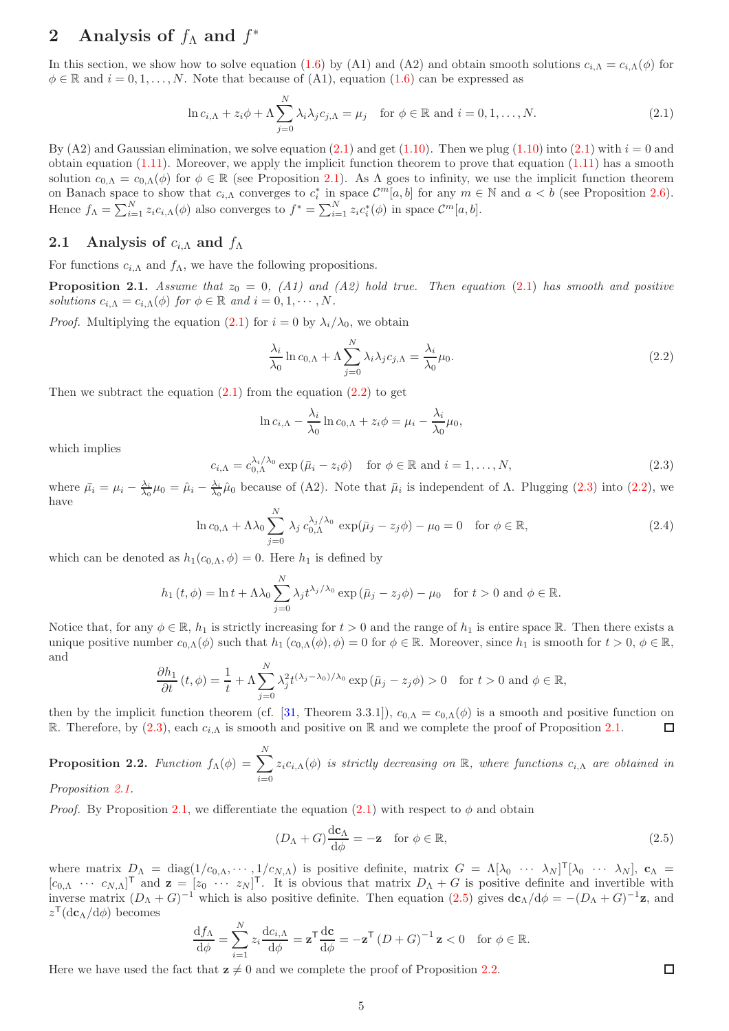## 2 Analysis of $f_\Lambda$ and $f^*$

In this section, we show how to solve equation (1.6) by (A1) and (A2) and obtain smooth solutions $c_{i,\Lambda} = c_{i,\Lambda}(\phi)$ for $\phi \in \mathbb{R}$ and $i = 0, 1, \ldots, N$. Note that because of (A1), equation (1.6) can be expressed as

$$\ln c_{i,\Lambda} + z_i\phi + \Lambda \sum_{j=0}^{N} \lambda_i \lambda_j c_{j,\Lambda} = \mu_j \quad \text{for } \phi \in \mathbb{R} \text{ and } i = 0, 1, \ldots, N. \tag{2.1}$$

By (A2) and Gaussian elimination, we solve equation (2.1) and get (1.10). Then we plug (1.10) into (2.1) with $i = 0$ and obtain equation (1.11). Moreover, we apply the implicit function theorem to prove that equation (1.11) has a smooth solution $c_{0,\Lambda} = c_{0,\Lambda}(\phi)$ for $\phi \in \mathbb{R}$ (see Proposition 2.1). As $\Lambda$ goes to infinity, we use the implicit function theorem on Banach space to show that $c_{i,\Lambda}$ converges to $c_i^*$ in space $\mathcal{C}^m[a,b]$ for any $m \in \mathbb{N}$ and $a < b$ (see Proposition 2.6). Hence $f_\Lambda = \sum_{i=1}^{N} z_i c_{i,\Lambda}(\phi)$ also converges to $f^* = \sum_{i=1}^{N} z_i c_i^*(\phi)$ in space $\mathcal{C}^m[a,b]$.

### 2.1 Analysis of $c_{i,\Lambda}$ and $f_\Lambda$

For functions $c_{i,\Lambda}$ and $f_\Lambda$, we have the following propositions.

**Proposition 2.1.** *Assume that $z_0 = 0$, (A1) and (A2) hold true. Then equation (2.1) has smooth and positive solutions $c_{i,\Lambda} = c_{i,\Lambda}(\phi)$ for $\phi \in \mathbb{R}$ and $i = 0, 1, \cdots, N$.*

*Proof.* Multiplying the equation (2.1) for $i = 0$ by $\lambda_i/\lambda_0$, we obtain

$$\frac{\lambda_i}{\lambda_0} \ln c_{0,\Lambda} + \Lambda \sum_{j=0}^{N} \lambda_i \lambda_j c_{j,\Lambda} = \frac{\lambda_i}{\lambda_0}\mu_0. \tag{2.2}$$

Then we subtract the equation (2.1) from the equation (2.2) to get

$$\ln c_{i,\Lambda} - \frac{\lambda_i}{\lambda_0} \ln c_{0,\Lambda} + z_i\phi = \mu_i - \frac{\lambda_i}{\lambda_0}\mu_0,$$

which implies

$$c_{i,\Lambda} = c_{0,\Lambda}^{\lambda_i/\lambda_0} \exp\left(\bar{\mu}_i - z_i\phi\right) \quad \text{for } \phi \in \mathbb{R} \text{ and } i = 1, \ldots, N, \tag{2.3}$$

where $\bar{\mu}_i = \mu_i - \frac{\lambda_i}{\lambda_0}\mu_0 = \hat{\mu}_i - \frac{\lambda_i}{\lambda_0}\hat{\mu}_0$ because of (A2). Note that $\bar{\mu}_i$ is independent of $\Lambda$. Plugging (2.3) into (2.2), we have

$$\ln c_{0,\Lambda} + \Lambda\lambda_0 \sum_{j=0}^{N} \lambda_j \, c_{0,\Lambda}^{\lambda_j/\lambda_0} \exp(\bar{\mu}_j - z_j\phi) - \mu_0 = 0 \quad \text{for } \phi \in \mathbb{R}, \tag{2.4}$$

which can be denoted as $h_1(c_{0,\Lambda}, \phi) = 0$. Here $h_1$ is defined by

$$h_1\left(t, \phi\right) = \ln t + \Lambda\lambda_0 \sum_{j=0}^{N} \lambda_j t^{\lambda_j/\lambda_0} \exp\left(\bar{\mu}_j - z_j\phi\right) - \mu_0 \quad \text{for } t > 0 \text{ and } \phi \in \mathbb{R}.$$

Notice that, for any $\phi \in \mathbb{R}$, $h_1$ is strictly increasing for $t > 0$ and the range of $h_1$ is entire space $\mathbb{R}$. Then there exists a unique positive number $c_{0,\Lambda}(\phi)$ such that $h_1\left(c_{0,\Lambda}(\phi), \phi\right) = 0$ for $\phi \in \mathbb{R}$. Moreover, since $h_1$ is smooth for $t > 0$, $\phi \in \mathbb{R}$, and

$$\frac{\partial h_1}{\partial t}\left(t, \phi\right) = \frac{1}{t} + \Lambda \sum_{j=0}^{N} \lambda_j^2 t^{(\lambda_j - \lambda_0)/\lambda_0} \exp\left(\bar{\mu}_j - z_j\phi\right) > 0 \quad \text{for } t > 0 \text{ and } \phi \in \mathbb{R},$$

then by the implicit function theorem (cf. [31, Theorem 3.3.1]), $c_{0,\Lambda} = c_{0,\Lambda}(\phi)$ is a smooth and positive function on $\mathbb{R}$. Therefore, by (2.3), each $c_{i,\Lambda}$ is smooth and positive on $\mathbb{R}$ and we complete the proof of Proposition 2.1. □

**Proposition 2.2.** *Function $f_\Lambda(\phi) = \sum_{i=0}^{N} z_i c_{i,\Lambda}(\phi)$ is strictly decreasing on $\mathbb{R}$, where functions $c_{i,\Lambda}$ are obtained in Proposition 2.1.*

*Proof.* By Proposition 2.1, we differentiate the equation (2.1) with respect to $\phi$ and obtain

$$(D_\Lambda + G)\frac{\mathrm{d}\mathbf{c}_\Lambda}{\mathrm{d}\phi} = -\mathbf{z} \quad \text{for } \phi \in \mathbb{R}, \tag{2.5}$$

where matrix $D_\Lambda = \mathrm{diag}(1/c_{0,\Lambda}, \cdots, 1/c_{N,\Lambda})$ is positive definite, matrix $G = \Lambda[\lambda_0 \ \cdots \ \lambda_N]^\mathsf{T}[\lambda_0 \ \cdots \ \lambda_N]$, $\mathbf{c}_\Lambda = [c_{0,\Lambda} \ \cdots \ c_{N,\Lambda}]^\mathsf{T}$ and $\mathbf{z} = [z_0 \ \cdots \ z_N]^\mathsf{T}$. It is obvious that matrix $D_\Lambda + G$ is positive definite and invertible with inverse matrix $(D_\Lambda + G)^{-1}$ which is also positive definite. Then equation (2.5) gives $\mathrm{d}\mathbf{c}_\Lambda/\mathrm{d}\phi = -(D_\Lambda + G)^{-1}\mathbf{z}$, and $z^\mathsf{T}(\mathrm{d}\mathbf{c}_\Lambda/\mathrm{d}\phi)$ becomes

$$\frac{\mathrm{d}f_\Lambda}{\mathrm{d}\phi} = \sum_{i=1}^{N} z_i \frac{\mathrm{d}c_{i,\Lambda}}{\mathrm{d}\phi} = \mathbf{z}^\mathsf{T}\frac{\mathrm{d}\mathbf{c}}{\mathrm{d}\phi} = -\mathbf{z}^\mathsf{T}\left(D + G\right)^{-1}\mathbf{z} < 0 \quad \text{for } \phi \in \mathbb{R}.$$

Here we have used the fact that $\mathbf{z} \neq 0$ and we complete the proof of Proposition 2.2. □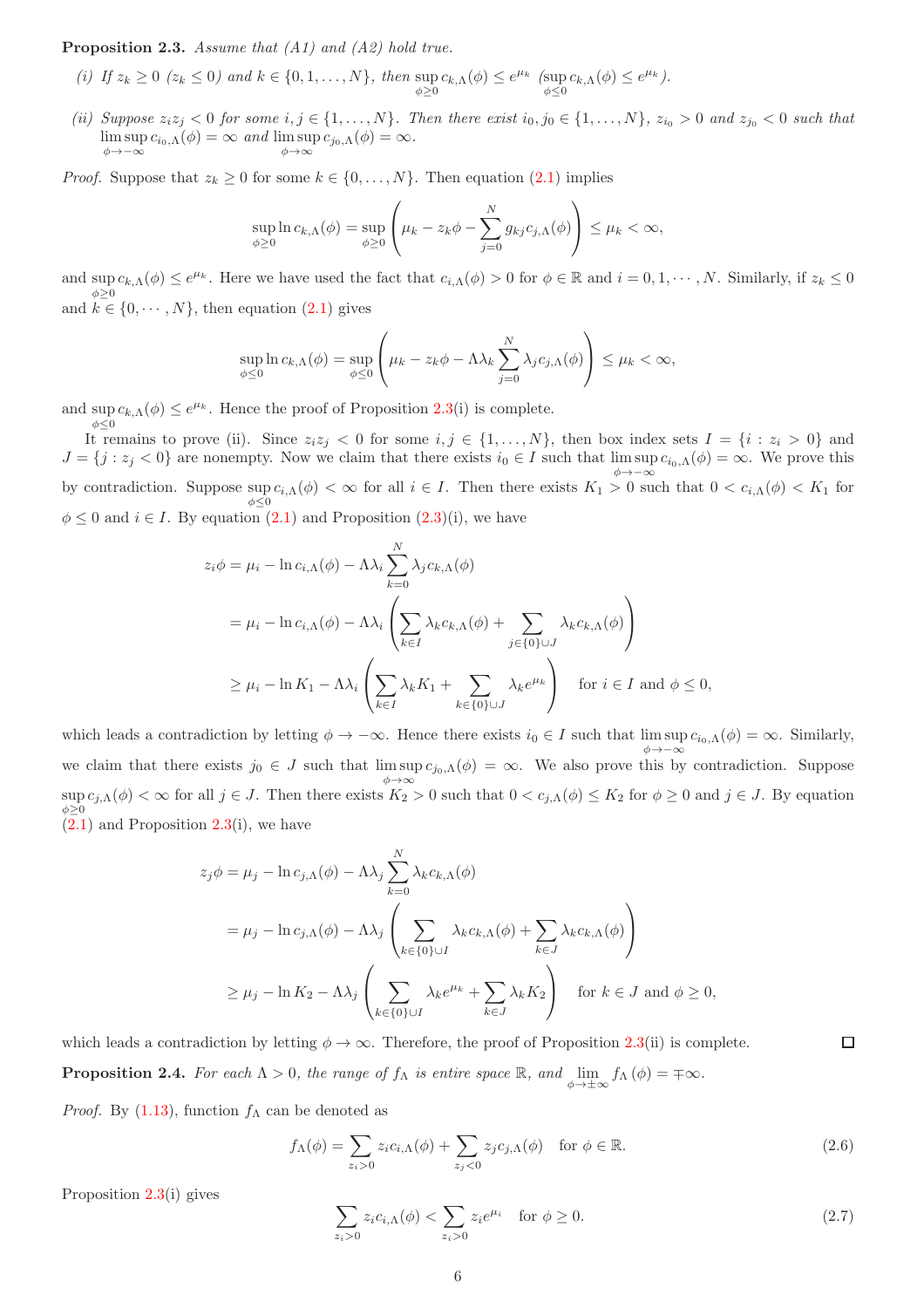**Proposition 2.3.** *Assume that (A1) and (A2) hold true.*

*(i) If $z_k \geq 0$ ($z_k \leq 0$) and $k \in \{0, 1, \ldots, N\}$, then $\sup_{\phi \geq 0} c_{k,\Lambda}(\phi) \leq e^{\mu_k}$ ($\sup_{\phi \leq 0} c_{k,\Lambda}(\phi) \leq e^{\mu_k}$).*

*(ii) Suppose $z_i z_j < 0$ for some $i, j \in \{1, \ldots, N\}$. Then there exist $i_0, j_0 \in \{1, \ldots, N\}$, $z_{i_0} > 0$ and $z_{j_0} < 0$ such that $\limsup_{\phi \to -\infty} c_{i_0,\Lambda}(\phi) = \infty$ and $\limsup_{\phi \to \infty} c_{j_0,\Lambda}(\phi) = \infty$.*

*Proof.* Suppose that $z_k \geq 0$ for some $k \in \{0, \ldots, N\}$. Then equation (2.1) implies

$$\sup_{\phi \geq 0} \ln c_{k,\Lambda}(\phi) = \sup_{\phi \geq 0} \left( \mu_k - z_k \phi - \sum_{j=0}^{N} g_{kj} c_{j,\Lambda}(\phi) \right) \leq \mu_k < \infty,$$

and $\sup_{\phi \geq 0} c_{k,\Lambda}(\phi) \leq e^{\mu_k}$. Here we have used the fact that $c_{i,\Lambda}(\phi) > 0$ for $\phi \in \mathbb{R}$ and $i = 0, 1, \cdots, N$. Similarly, if $z_k \leq 0$ and $k \in \{0, \cdots, N\}$, then equation (2.1) gives

$$\sup_{\phi \leq 0} \ln c_{k,\Lambda}(\phi) = \sup_{\phi \leq 0} \left( \mu_k - z_k \phi - \Lambda \lambda_k \sum_{j=0}^{N} \lambda_j c_{j,\Lambda}(\phi) \right) \leq \mu_k < \infty,$$

and $\sup_{\phi \leq 0} c_{k,\Lambda}(\phi) \leq e^{\mu_k}$. Hence the proof of Proposition 2.3(i) is complete.

It remains to prove (ii). Since $z_i z_j < 0$ for some $i, j \in \{1, \ldots, N\}$, then box index sets $I = \{i : z_i > 0\}$ and $J = \{j : z_j < 0\}$ are nonempty. Now we claim that there exists $i_0 \in I$ such that $\limsup_{\phi \to -\infty} c_{i_0,\Lambda}(\phi) = \infty$. We prove this by contradiction. Suppose $\sup_{\phi \leq 0} c_{i,\Lambda}(\phi) < \infty$ for all $i \in I$. Then there exists $K_1 > 0$ such that $0 < c_{i,\Lambda}(\phi) < K_1$ for $\phi \leq 0$ and $i \in I$. By equation (2.1) and Proposition (2.3)(i), we have

$$\begin{aligned}
z_i \phi &= \mu_i - \ln c_{i,\Lambda}(\phi) - \Lambda \lambda_i \sum_{k=0}^{N} \lambda_j c_{k,\Lambda}(\phi) \\
&= \mu_i - \ln c_{i,\Lambda}(\phi) - \Lambda \lambda_i \left( \sum_{k \in I} \lambda_k c_{k,\Lambda}(\phi) + \sum_{j \in \{0\} \cup J} \lambda_k c_{k,\Lambda}(\phi) \right) \\
&\geq \mu_i - \ln K_1 - \Lambda \lambda_i \left( \sum_{k \in I} \lambda_k K_1 + \sum_{k \in \{0\} \cup J} \lambda_k e^{\mu_k} \right) \quad \text{for } i \in I \text{ and } \phi \leq 0,
\end{aligned}$$

which leads a contradiction by letting $\phi \to -\infty$. Hence there exists $i_0 \in I$ such that $\limsup_{\phi \to -\infty} c_{i_0,\Lambda}(\phi) = \infty$. Similarly, we claim that there exists $j_0 \in J$ such that $\limsup_{\phi \to \infty} c_{j_0,\Lambda}(\phi) = \infty$. We also prove this by contradiction. Suppose $\sup_{\phi \geq 0} c_{j,\Lambda}(\phi) < \infty$ for all $j \in J$. Then there exists $K_2 > 0$ such that $0 < c_{j,\Lambda}(\phi) \leq K_2$ for $\phi \geq 0$ and $j \in J$. By equation (2.1) and Proposition 2.3(i), we have

$$\begin{aligned}
z_j \phi &= \mu_j - \ln c_{j,\Lambda}(\phi) - \Lambda \lambda_j \sum_{k=0}^{N} \lambda_k c_{k,\Lambda}(\phi) \\
&= \mu_j - \ln c_{j,\Lambda}(\phi) - \Lambda \lambda_j \left( \sum_{k \in \{0\} \cup I} \lambda_k c_{k,\Lambda}(\phi) + \sum_{k \in J} \lambda_k c_{k,\Lambda}(\phi) \right) \\
&\geq \mu_j - \ln K_2 - \Lambda \lambda_j \left( \sum_{k \in \{0\} \cup I} \lambda_k e^{\mu_k} + \sum_{k \in J} \lambda_k K_2 \right) \quad \text{for } k \in J \text{ and } \phi \geq 0,
\end{aligned}$$

which leads a contradiction by letting $\phi \to \infty$. Therefore, the proof of Proposition 2.3(ii) is complete. $\square$

**Proposition 2.4.** *For each $\Lambda > 0$, the range of $f_\Lambda$ is entire space $\mathbb{R}$, and $\lim_{\phi \to \pm\infty} f_\Lambda(\phi) = \mp\infty$.*

*Proof.* By (1.13), function $f_\Lambda$ can be denoted as

$$f_\Lambda(\phi) = \sum_{z_i > 0} z_i c_{i,\Lambda}(\phi) + \sum_{z_j < 0} z_j c_{j,\Lambda}(\phi) \quad \text{for } \phi \in \mathbb{R}. \tag{2.6}$$

Proposition 2.3(i) gives

$$\sum_{z_i > 0} z_i c_{i,\Lambda}(\phi) < \sum_{z_i > 0} z_i e^{\mu_i} \quad \text{for } \phi \geq 0. \tag{2.7}$$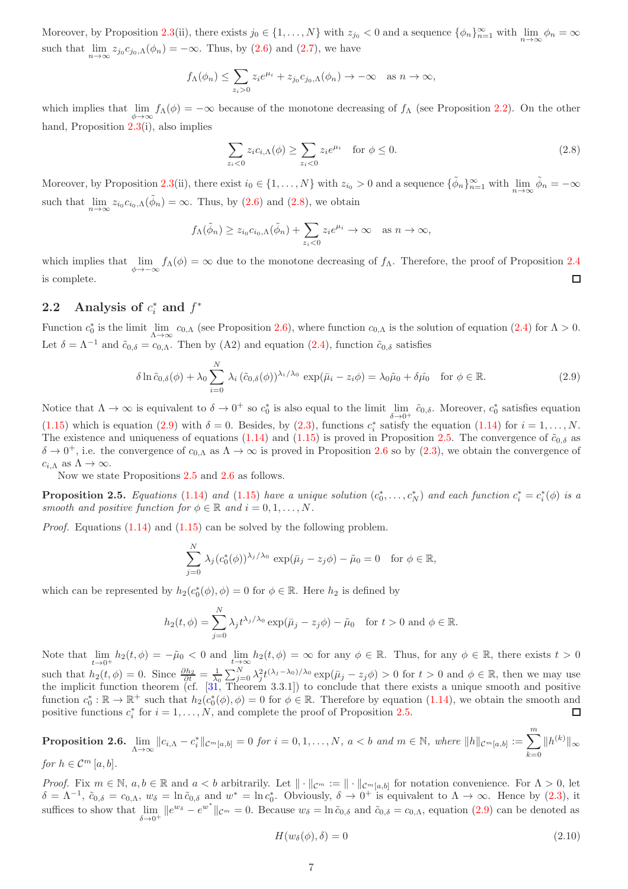Moreover, by Proposition 2.3(ii), there exists $j_0 \in \{1, \ldots, N\}$ with $z_{j_0} < 0$ and a sequence $\{\phi_n\}_{n=1}^\infty$ with $\lim_{n\to\infty} \phi_n = \infty$ such that $\lim_{n\to\infty} z_{j_0} c_{j_0,\Lambda}(\phi_n) = -\infty$. Thus, by (2.6) and (2.7), we have

$$f_\Lambda(\phi_n) \le \sum_{z_i > 0} z_i e^{\mu_i} + z_{j_0} c_{j_0,\Lambda}(\phi_n) \to -\infty \quad \text{as } n \to \infty,$$

which implies that $\lim_{\phi\to\infty} f_\Lambda(\phi) = -\infty$ because of the monotone decreasing of $f_\Lambda$ (see Proposition 2.2). On the other hand, Proposition 2.3(i), also implies

$$\sum_{z_i<0} z_i c_{i,\Lambda}(\phi) \ge \sum_{z_i<0} z_i e^{\mu_i} \quad \text{for } \phi \le 0. \tag{2.8}$$

Moreover, by Proposition 2.3(ii), there exist $i_0 \in \{1, \ldots, N\}$ with $z_{i_0} > 0$ and a sequence $\{\tilde{\phi}_n\}_{n=1}^\infty$ with $\lim_{n\to\infty} \tilde{\phi}_n = -\infty$ such that $\lim_{n\to\infty} z_{i_0} c_{i_0,\Lambda}(\tilde{\phi}_n) = \infty$. Thus, by (2.6) and (2.8), we obtain

$$f_\Lambda(\tilde{\phi}_n) \ge z_{i_0} c_{i_0,\Lambda}(\tilde{\phi}_n) + \sum_{z_i<0} z_i e^{\mu_i} \to \infty \quad \text{as } n \to \infty,$$

which implies that $\lim_{\phi\to-\infty} f_\Lambda(\phi) = \infty$ due to the monotone decreasing of $f_\Lambda$. Therefore, the proof of Proposition 2.4 is complete. □

## 2.2 Analysis of $c_i^*$ and $f^*$

Function $c_0^*$ is the limit $\lim_{\Lambda\to\infty} c_{0,\Lambda}$ (see Proposition 2.6), where function $c_{0,\Lambda}$ is the solution of equation (2.4) for $\Lambda > 0$. Let $\delta = \Lambda^{-1}$ and $\tilde{c}_{0,\delta} = c_{0,\Lambda}$. Then by (A2) and equation (2.4), function $\tilde{c}_{0,\delta}$ satisfies

$$\delta \ln \tilde{c}_{0,\delta}(\phi) + \lambda_0 \sum_{i=0}^N \lambda_i \left(\tilde{c}_{0,\delta}(\phi)\right)^{\lambda_i/\lambda_0} \exp(\bar{\mu}_i - z_i\phi) = \lambda_0\tilde{\mu}_0 + \delta\hat{\mu}_0 \quad \text{for } \phi \in \mathbb{R}. \tag{2.9}$$

Notice that $\Lambda \to \infty$ is equivalent to $\delta \to 0^+$ so $c_0^*$ is also equal to the limit $\lim_{\delta\to 0^+} \tilde{c}_{0,\delta}$. Moreover, $c_0^*$ satisfies equation (1.15) which is equation (2.9) with $\delta = 0$. Besides, by (2.3), functions $c_i^*$ satisfy the equation (1.14) for $i = 1, \ldots, N$. The existence and uniqueness of equations (1.14) and (1.15) is proved in Proposition 2.5. The convergence of $\tilde{c}_{0,\delta}$ as $\delta \to 0^+$, i.e. the convergence of $c_{0,\Lambda}$ as $\Lambda \to \infty$ is proved in Proposition 2.6 so by (2.3), we obtain the convergence of $c_{i,\Lambda}$ as $\Lambda \to \infty$.

Now we state Propositions 2.5 and 2.6 as follows.

**Proposition 2.5.** *Equations (1.14) and (1.15) have a unique solution $(c_0^*, \ldots, c_N^*)$ and each function $c_i^* = c_i^*(\phi)$ is a smooth and positive function for $\phi \in \mathbb{R}$ and $i = 0, 1, \ldots, N$.*

*Proof.* Equations (1.14) and (1.15) can be solved by the following problem.

$$\sum_{j=0}^N \lambda_j (c_0^*(\phi))^{\lambda_j/\lambda_0} \exp(\bar{\mu}_j - z_j\phi) - \tilde{\mu}_0 = 0 \quad \text{for } \phi \in \mathbb{R},$$

which can be represented by $h_2(c_0^*(\phi), \phi) = 0$ for $\phi \in \mathbb{R}$. Here $h_2$ is defined by

$$h_2(t, \phi) = \sum_{j=0}^N \lambda_j t^{\lambda_j/\lambda_0} \exp(\bar{\mu}_j - z_j\phi) - \tilde{\mu}_0 \quad \text{for } t > 0 \text{ and } \phi \in \mathbb{R}.$$

Note that $\lim_{t\to 0^+} h_2(t, \phi) = -\tilde{\mu}_0 < 0$ and $\lim_{t\to\infty} h_2(t, \phi) = \infty$ for any $\phi \in \mathbb{R}$. Thus, for any $\phi \in \mathbb{R}$, there exists $t > 0$ such that $h_2(t, \phi) = 0$. Since $\frac{\partial h_2}{\partial t} = \frac{1}{\lambda_0}\sum_{j=0}^N \lambda_j^2 t^{(\lambda_j-\lambda_0)/\lambda_0} \exp(\bar{\mu}_j - z_j\phi) > 0$ for $t > 0$ and $\phi \in \mathbb{R}$, then we may use the implicit function theorem (cf. [31, Theorem 3.3.1]) to conclude that there exists a unique smooth and positive function $c_0^* : \mathbb{R} \to \mathbb{R}^+$ such that $h_2(c_0^*(\phi), \phi) = 0$ for $\phi \in \mathbb{R}$. Therefore by equation (1.14), we obtain the smooth and positive functions $c_i^*$ for $i = 1, \ldots, N$, and complete the proof of Proposition 2.5. □

**Proposition 2.6.** $\lim_{\Lambda\to\infty} \|c_{i,\Lambda} - c_i^*\|_{\mathcal{C}^m[a,b]} = 0$ *for $i = 0, 1, \ldots, N$, $a < b$ and $m \in \mathbb{N}$, where* $\|h\|_{\mathcal{C}^m[a,b]} := \sum_{k=0}^m \|h^{(k)}\|_\infty$ *for $h \in \mathcal{C}^m[a, b]$.*

*Proof.* Fix $m \in \mathbb{N}$, $a, b \in \mathbb{R}$ and $a < b$ arbitrarily. Let $\|\cdot\|_{\mathcal{C}^m} := \|\cdot\|_{\mathcal{C}^m[a,b]}$ for notation convenience. For $\Lambda > 0$, let $\delta = \Lambda^{-1}$, $\tilde{c}_{0,\delta} = c_{0,\Lambda}$, $w_\delta = \ln \tilde{c}_{0,\delta}$ and $w^* = \ln c_0^*$. Obviously, $\delta \to 0^+$ is equivalent to $\Lambda \to \infty$. Hence by (2.3), it suffices to show that $\lim_{\delta\to 0^+} \|e^{w_\delta} - e^{w^*}\|_{\mathcal{C}^m} = 0$. Because $w_\delta = \ln \tilde{c}_{0,\delta}$ and $\tilde{c}_{0,\delta} = c_{0,\Lambda}$, equation (2.9) can be denoted as

$$H(w_\delta(\phi), \delta) = 0 \tag{2.10}$$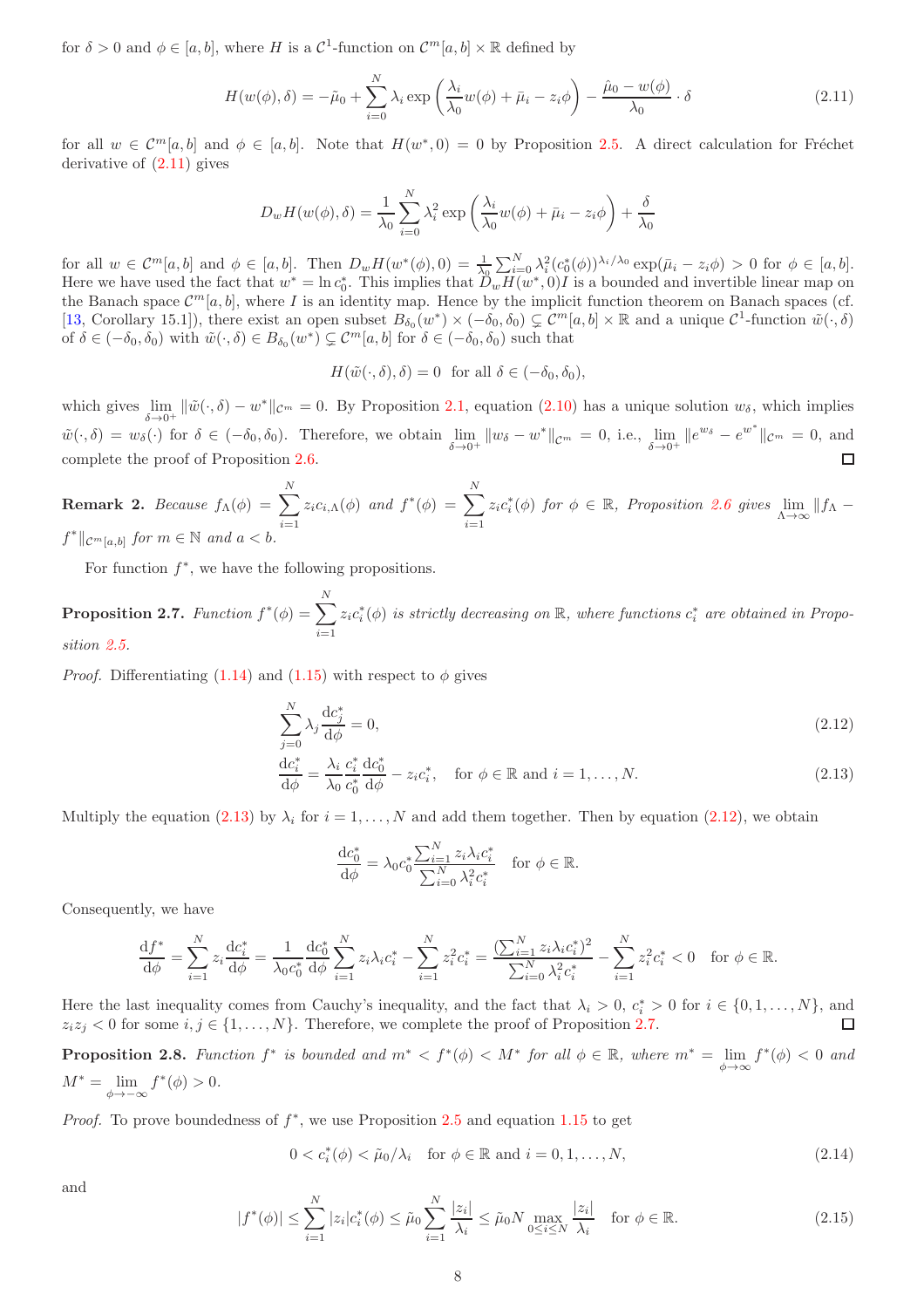for $\delta > 0$ and $\phi \in [a, b]$, where $H$ is a $\mathcal{C}^1$-function on $\mathcal{C}^m[a, b] \times \mathbb{R}$ defined by

$$H(w(\phi), \delta) = -\tilde{\mu}_0 + \sum_{i=0}^{N} \lambda_i \exp\left(\frac{\lambda_i}{\lambda_0} w(\phi) + \bar{\mu}_i - z_i \phi\right) - \frac{\hat{\mu}_0 - w(\phi)}{\lambda_0} \cdot \delta \tag{2.11}$$

for all $w \in \mathcal{C}^m[a, b]$ and $\phi \in [a, b]$. Note that $H(w^*, 0) = 0$ by Proposition 2.5. A direct calculation for Fréchet derivative of (2.11) gives

$$D_w H(w(\phi), \delta) = \frac{1}{\lambda_0} \sum_{i=0}^{N} \lambda_i^2 \exp\left(\frac{\lambda_i}{\lambda_0} w(\phi) + \bar{\mu}_i - z_i \phi\right) + \frac{\delta}{\lambda_0}$$

for all $w \in \mathcal{C}^m[a, b]$ and $\phi \in [a, b]$. Then $D_w H(w^*(\phi), 0) = \frac{1}{\lambda_0} \sum_{i=0}^{N} \lambda_i^2 (c_0^*(\phi))^{\lambda_i/\lambda_0} \exp(\bar{\mu}_i - z_i \phi) > 0$ for $\phi \in [a, b]$. Here we have used the fact that $w^* = \ln c_0^*$. This implies that $D_w H(w^*, 0) I$ is a bounded and invertible linear map on the Banach space $\mathcal{C}^m[a, b]$, where $I$ is an identity map. Hence by the implicit function theorem on Banach spaces (cf. [13, Corollary 15.1]), there exist an open subset $B_{\delta_0}(w^*) \times (-\delta_0, \delta_0) \subsetneq \mathcal{C}^m[a, b] \times \mathbb{R}$ and a unique $\mathcal{C}^1$-function $\tilde{w}(\cdot, \delta)$ of $\delta \in (-\delta_0, \delta_0)$ with $\tilde{w}(\cdot, \delta) \in B_{\delta_0}(w^*) \subsetneq \mathcal{C}^m[a, b]$ for $\delta \in (-\delta_0, \delta_0)$ such that

$$H(\tilde{w}(\cdot, \delta), \delta) = 0 \quad \text{for all } \delta \in (-\delta_0, \delta_0),$$

which gives $\lim_{\delta \to 0^+} \|\tilde{w}(\cdot, \delta) - w^*\|_{\mathcal{C}^m} = 0$. By Proposition 2.1, equation (2.10) has a unique solution $w_\delta$, which implies $\tilde{w}(\cdot, \delta) = w_\delta(\cdot)$ for $\delta \in (-\delta_0, \delta_0)$. Therefore, we obtain $\lim_{\delta \to 0^+} \|w_\delta - w^*\|_{\mathcal{C}^m} = 0$, i.e., $\lim_{\delta \to 0^+} \|e^{w_\delta} - e^{w^*}\|_{\mathcal{C}^m} = 0$, and complete the proof of Proposition 2.6. □

**Remark 2.** *Because $f_\Lambda(\phi) = \sum_{i=1}^{N} z_i c_{i,\Lambda}(\phi)$ and $f^*(\phi) = \sum_{i=1}^{N} z_i c_i^*(\phi)$ for $\phi \in \mathbb{R}$, Proposition 2.6 gives $\lim_{\Lambda \to \infty} \|f_\Lambda - f^*\|_{\mathcal{C}^m[a,b]}$ for $m \in \mathbb{N}$ and $a < b$.*

For function $f^*$, we have the following propositions.

**Proposition 2.7.** *Function $f^*(\phi) = \sum_{i=1}^{N} z_i c_i^*(\phi)$ is strictly decreasing on $\mathbb{R}$, where functions $c_i^*$ are obtained in Proposition 2.5.*

*Proof.* Differentiating (1.14) and (1.15) with respect to $\phi$ gives

$$\sum_{j=0}^{N} \lambda_j \frac{\mathrm{d}c_j^*}{\mathrm{d}\phi} = 0, \tag{2.12}$$

$$\frac{\mathrm{d}c_i^*}{\mathrm{d}\phi} = \frac{\lambda_i}{\lambda_0} \frac{c_i^*}{c_0^*} \frac{\mathrm{d}c_0^*}{\mathrm{d}\phi} - z_i c_i^*, \quad \text{for } \phi \in \mathbb{R} \text{ and } i = 1, \ldots, N. \tag{2.13}$$

Multiply the equation (2.13) by $\lambda_i$ for $i = 1, \ldots, N$ and add them together. Then by equation (2.12), we obtain

$$\frac{\mathrm{d}c_0^*}{\mathrm{d}\phi} = \lambda_0 c_0^* \frac{\sum_{i=1}^{N} z_i \lambda_i c_i^*}{\sum_{i=0}^{N} \lambda_i^2 c_i^*} \quad \text{for } \phi \in \mathbb{R}.$$

Consequently, we have

$$\frac{\mathrm{d}f^*}{\mathrm{d}\phi} = \sum_{i=1}^{N} z_i \frac{\mathrm{d}c_i^*}{\mathrm{d}\phi} = \frac{1}{\lambda_0 c_0^*} \frac{\mathrm{d}c_0^*}{\mathrm{d}\phi} \sum_{i=1}^{N} z_i \lambda_i c_i^* - \sum_{i=1}^{N} z_i^2 c_i^* = \frac{\left(\sum_{i=1}^{N} z_i \lambda_i c_i^*\right)^2}{\sum_{i=0}^{N} \lambda_i^2 c_i^*} - \sum_{i=1}^{N} z_i^2 c_i^* < 0 \quad \text{for } \phi \in \mathbb{R}.$$

Here the last inequality comes from Cauchy's inequality, and the fact that $\lambda_i > 0$, $c_i^* > 0$ for $i \in \{0, 1, \ldots, N\}$, and $z_i z_j < 0$ for some $i, j \in \{1, \ldots, N\}$. Therefore, we complete the proof of Proposition 2.7. □

**Proposition 2.8.** *Function $f^*$ is bounded and $m^* < f^*(\phi) < M^*$ for all $\phi \in \mathbb{R}$, where $m^* = \lim_{\phi \to \infty} f^*(\phi) < 0$ and $M^* = \lim_{\phi \to -\infty} f^*(\phi) > 0$.*

*Proof.* To prove boundedness of $f^*$, we use Proposition 2.5 and equation 1.15 to get

$$0 < c_i^*(\phi) < \tilde{\mu}_0 / \lambda_i \quad \text{for } \phi \in \mathbb{R} \text{ and } i = 0, 1, \ldots, N, \tag{2.14}$$

and

$$|f^*(\phi)| \leq \sum_{i=1}^{N} |z_i| c_i^*(\phi) \leq \tilde{\mu}_0 \sum_{i=1}^{N} \frac{|z_i|}{\lambda_i} \leq \tilde{\mu}_0 N \max_{0 \leq i \leq N} \frac{|z_i|}{\lambda_i} \quad \text{for } \phi \in \mathbb{R}. \tag{2.15}$$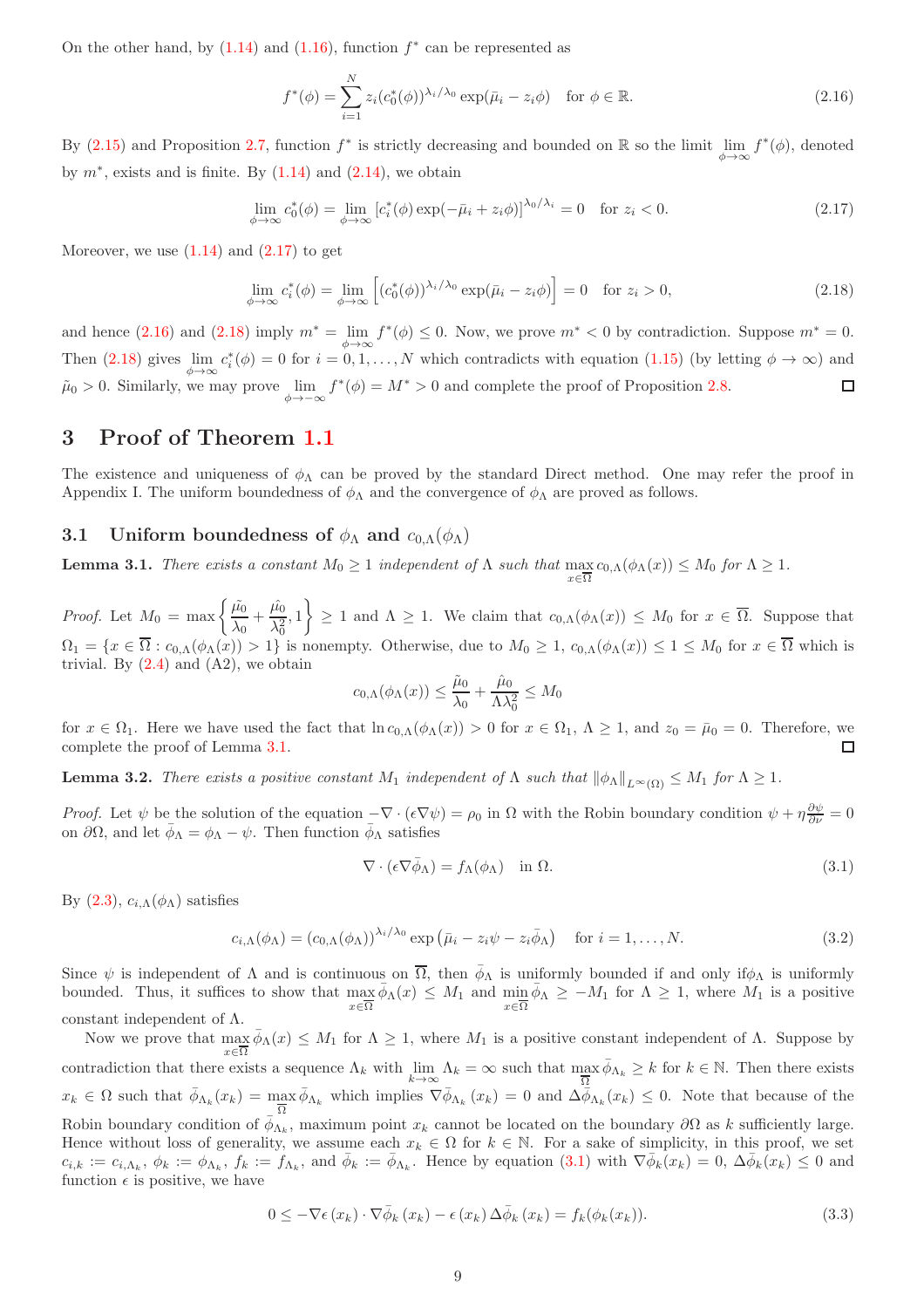On the other hand, by (1.14) and (1.16), function $f^*$ can be represented as

$$f^*(\phi) = \sum_{i=1}^{N} z_i (c_0^*(\phi))^{\lambda_i/\lambda_0} \exp(\bar{\mu}_i - z_i\phi) \quad \text{for } \phi \in \mathbb{R}. \tag{2.16}$$

By (2.15) and Proposition 2.7, function $f^*$ is strictly decreasing and bounded on $\mathbb{R}$ so the limit $\lim_{\phi\to\infty} f^*(\phi)$, denoted by $m^*$, exists and is finite. By (1.14) and (2.14), we obtain

$$\lim_{\phi\to\infty} c_0^*(\phi) = \lim_{\phi\to\infty} [c_i^*(\phi) \exp(-\bar{\mu}_i + z_i\phi)]^{\lambda_0/\lambda_i} = 0 \quad \text{for } z_i < 0. \tag{2.17}$$

Moreover, we use (1.14) and (2.17) to get

$$\lim_{\phi\to\infty} c_i^*(\phi) = \lim_{\phi\to\infty} \left[ (c_0^*(\phi))^{\lambda_i/\lambda_0} \exp(\bar{\mu}_i - z_i\phi) \right] = 0 \quad \text{for } z_i > 0, \tag{2.18}$$

and hence (2.16) and (2.18) imply $m^* = \lim_{\phi\to\infty} f^*(\phi) \le 0$. Now, we prove $m^* < 0$ by contradiction. Suppose $m^* = 0$. Then (2.18) gives $\lim_{\phi\to\infty} c_i^*(\phi) = 0$ for $i = 0, 1, \ldots, N$ which contradicts with equation (1.15) (by letting $\phi \to \infty$) and $\tilde{\mu}_0 > 0$. Similarly, we may prove $\lim_{\phi\to-\infty} f^*(\phi) = M^* > 0$ and complete the proof of Proposition 2.8. □

# 3 Proof of Theorem 1.1

The existence and uniqueness of $\phi_\Lambda$ can be proved by the standard Direct method. One may refer the proof in Appendix I. The uniform boundedness of $\phi_\Lambda$ and the convergence of $\phi_\Lambda$ are proved as follows.

## 3.1 Uniform boundedness of $\phi_\Lambda$ and $c_{0,\Lambda}(\phi_\Lambda)$

**Lemma 3.1.** *There exists a constant $M_0 \ge 1$ independent of $\Lambda$ such that $\max_{x\in\overline{\Omega}} c_{0,\Lambda}(\phi_\Lambda(x)) \le M_0$ for $\Lambda \ge 1$.*

*Proof.* Let $M_0 = \max\left\{\frac{\tilde{\mu}_0}{\lambda_0} + \frac{\hat{\mu}_0}{\lambda_0^2}, 1\right\} \ge 1$ and $\Lambda \ge 1$. We claim that $c_{0,\Lambda}(\phi_\Lambda(x)) \le M_0$ for $x \in \overline{\Omega}$. Suppose that $\Omega_1 = \{x \in \overline{\Omega} : c_{0,\Lambda}(\phi_\Lambda(x)) > 1\}$ is nonempty. Otherwise, due to $M_0 \ge 1$, $c_{0,\Lambda}(\phi_\Lambda(x)) \le 1 \le M_0$ for $x \in \overline{\Omega}$ which is trivial. By (2.4) and (A2), we obtain

$$c_{0,\Lambda}(\phi_\Lambda(x)) \le \frac{\tilde{\mu}_0}{\lambda_0} + \frac{\hat{\mu}_0}{\Lambda\lambda_0^2} \le M_0$$

for $x \in \Omega_1$. Here we have used the fact that $\ln c_{0,\Lambda}(\phi_\Lambda(x)) > 0$ for $x \in \Omega_1$, $\Lambda \ge 1$, and $z_0 = \bar{\mu}_0 = 0$. Therefore, we complete the proof of Lemma 3.1. □

**Lemma 3.2.** *There exists a positive constant $M_1$ independent of $\Lambda$ such that $\|\phi_\Lambda\|_{L^\infty(\Omega)} \le M_1$ for $\Lambda \ge 1$.*

*Proof.* Let $\psi$ be the solution of the equation $-\nabla \cdot (\epsilon\nabla\psi) = \rho_0$ in $\Omega$ with the Robin boundary condition $\psi + \eta\frac{\partial\psi}{\partial\nu} = 0$ on $\partial\Omega$, and let $\bar{\phi}_\Lambda = \phi_\Lambda - \psi$. Then function $\bar{\phi}_\Lambda$ satisfies

$$\nabla \cdot (\epsilon\nabla\bar{\phi}_\Lambda) = f_\Lambda(\phi_\Lambda) \quad \text{in } \Omega. \tag{3.1}$$

By (2.3), $c_{i,\Lambda}(\phi_\Lambda)$ satisfies

$$c_{i,\Lambda}(\phi_\Lambda) = (c_{0,\Lambda}(\phi_\Lambda))^{\lambda_i/\lambda_0} \exp\left(\bar{\mu}_i - z_i\psi - z_i\bar{\phi}_\Lambda\right) \quad \text{for } i = 1, \ldots, N. \tag{3.2}$$

Since $\psi$ is independent of $\Lambda$ and is continuous on $\overline{\Omega}$, then $\bar{\phi}_\Lambda$ is uniformly bounded if and only if $\phi_\Lambda$ is uniformly bounded. Thus, it suffices to show that $\max_{x\in\overline{\Omega}} \bar{\phi}_\Lambda(x) \le M_1$ and $\min_{x\in\overline{\Omega}} \bar{\phi}_\Lambda \ge -M_1$ for $\Lambda \ge 1$, where $M_1$ is a positive constant independent of $\Lambda$.

Now we prove that $\max_{x\in\overline{\Omega}} \bar{\phi}_\Lambda(x) \le M_1$ for $\Lambda \ge 1$, where $M_1$ is a positive constant independent of $\Lambda$. Suppose by contradiction that there exists a sequence $\Lambda_k$ with $\lim_{k\to\infty} \Lambda_k = \infty$ such that $\max_{\overline{\Omega}} \bar{\phi}_{\Lambda_k} \ge k$ for $k \in \mathbb{N}$. Then there exists $x_k \in \overline{\Omega}$ such that $\bar{\phi}_{\Lambda_k}(x_k) = \max_{\overline{\Omega}} \bar{\phi}_{\Lambda_k}$ which implies $\nabla\bar{\phi}_{\Lambda_k}(x_k) = 0$ and $\Delta\bar{\phi}_{\Lambda_k}(x_k) \le 0$. Note that because of the Robin boundary condition of $\bar{\phi}_{\Lambda_k}$, maximum point $x_k$ cannot be located on the boundary $\partial\Omega$ as $k$ sufficiently large. Hence without loss of generality, we assume each $x_k \in \Omega$ for $k \in \mathbb{N}$. For a sake of simplicity, in this proof, we set $c_{i,k} := c_{i,\Lambda_k}$, $\phi_k := \phi_{\Lambda_k}$, $f_k := f_{\Lambda_k}$, and $\bar{\phi}_k := \bar{\phi}_{\Lambda_k}$. Hence by equation (3.1) with $\nabla\bar{\phi}_k(x_k) = 0$, $\Delta\bar{\phi}_k(x_k) \le 0$ and function $\epsilon$ is positive, we have

$$0 \le -\nabla\epsilon(x_k) \cdot \nabla\bar{\phi}_k(x_k) - \epsilon(x_k)\Delta\bar{\phi}_k(x_k) = f_k(\phi_k(x_k)). \tag{3.3}$$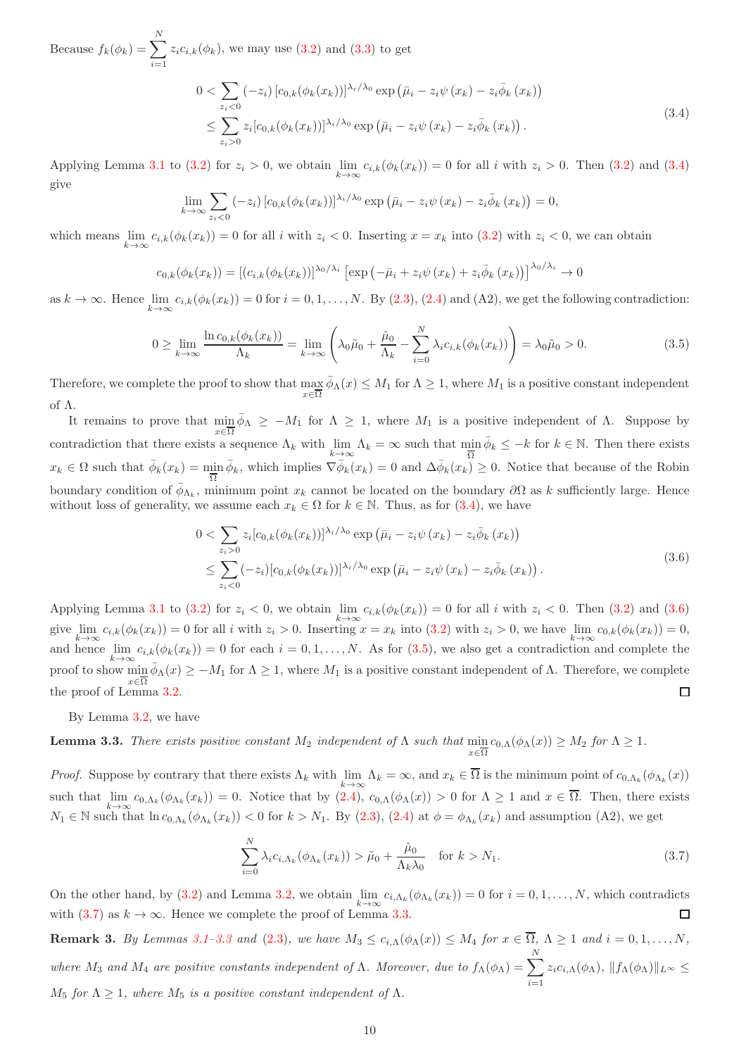Because $f_k(\phi_k) = \sum_{i=1}^{N} z_i c_{i,k}(\phi_k)$, we may use (3.2) and (3.3) to get

$$
\begin{aligned}
0 &< \sum_{z_i<0} (-z_i) \left[c_{0,k}(\phi_k(x_k))\right]^{\lambda_i/\lambda_0} \exp\left(\bar{\mu}_i - z_i \psi(x_k) - z_i \bar{\phi}_k(x_k)\right) \\
&\leq \sum_{z_i>0} z_i [c_{0,k}(\phi_k(x_k))]^{\lambda_i/\lambda_0} \exp\left(\bar{\mu}_i - z_i \psi(x_k) - z_i \bar{\phi}_k(x_k)\right).
\end{aligned}
\tag{3.4}
$$

Applying Lemma 3.1 to (3.2) for $z_i > 0$, we obtain $\lim_{k\to\infty} c_{i,k}(\phi_k(x_k)) = 0$ for all $i$ with $z_i > 0$. Then (3.2) and (3.4) give

$$
\lim_{k\to\infty} \sum_{z_i<0} (-z_i) \left[c_{0,k}(\phi_k(x_k))\right]^{\lambda_i/\lambda_0} \exp\left(\bar{\mu}_i - z_i \psi(x_k) - z_i \bar{\phi}_k(x_k)\right) = 0,
$$

which means $\lim_{k\to\infty} c_{i,k}(\phi_k(x_k)) = 0$ for all $i$ with $z_i < 0$. Inserting $x = x_k$ into (3.2) with $z_i < 0$, we can obtain

$$
c_{0,k}(\phi_k(x_k)) = [(c_{i,k}(\phi_k(x_k))]^{\lambda_0/\lambda_i} \left[\exp\left(-\bar{\mu}_i + z_i \psi(x_k) + z_i \bar{\phi}_k(x_k)\right)\right]^{\lambda_0/\lambda_i} \to 0
$$

as $k \to \infty$. Hence $\lim_{k\to\infty} c_{i,k}(\phi_k(x_k)) = 0$ for $i = 0, 1, \ldots, N$. By (2.3), (2.4) and (A2), we get the following contradiction:

$$
0 \geq \lim_{k\to\infty} \frac{\ln c_{0,k}(\phi_k(x_k))}{\Lambda_k} = \lim_{k\to\infty} \left(\lambda_0 \tilde{\mu}_0 + \frac{\hat{\mu}_0}{\Lambda_k} - \sum_{i=0}^{N} \lambda_i c_{i,k}(\phi_k(x_k))\right) = \lambda_0 \tilde{\mu}_0 > 0.
\tag{3.5}
$$

Therefore, we complete the proof to show that $\max_{x\in\overline{\Omega}} \bar{\phi}_\Lambda(x) \leq M_1$ for $\Lambda \geq 1$, where $M_1$ is a positive constant independent of $\Lambda$.

It remains to prove that $\min_{x\in\overline{\Omega}} \bar{\phi}_\Lambda \geq -M_1$ for $\Lambda \geq 1$, where $M_1$ is a positive independent of $\Lambda$. Suppose by contradiction that there exists a sequence $\Lambda_k$ with $\lim_{k\to\infty} \Lambda_k = \infty$ such that $\min_{\overline{\Omega}} \bar{\phi}_k \leq -k$ for $k \in \mathbb{N}$. Then there exists $x_k \in \Omega$ such that $\bar{\phi}_k(x_k) = \min_{\overline{\Omega}} \bar{\phi}_k$, which implies $\nabla \bar{\phi}_k(x_k) = 0$ and $\Delta \bar{\phi}_k(x_k) \geq 0$. Notice that because of the Robin boundary condition of $\bar{\phi}_{\Lambda_k}$, minimum point $x_k$ cannot be located on the boundary $\partial\Omega$ as $k$ sufficiently large. Hence without loss of generality, we assume each $x_k \in \Omega$ for $k \in \mathbb{N}$. Thus, as for (3.4), we have

$$
\begin{aligned}
0 &< \sum_{z_i>0} z_i [c_{0,k}(\phi_k(x_k))]^{\lambda_i/\lambda_0} \exp\left(\bar{\mu}_i - z_i \psi(x_k) - z_i \bar{\phi}_k(x_k)\right) \\
&\leq \sum_{z_i<0} (-z_i) [c_{0,k}(\phi_k(x_k))]^{\lambda_i/\lambda_0} \exp\left(\bar{\mu}_i - z_i \psi(x_k) - z_i \bar{\phi}_k(x_k)\right).
\end{aligned}
\tag{3.6}
$$

Applying Lemma 3.1 to (3.2) for $z_i < 0$, we obtain $\lim_{k\to\infty} c_{i,k}(\phi_k(x_k)) = 0$ for all $i$ with $z_i < 0$. Then (3.2) and (3.6) give $\lim_{k\to\infty} c_{i,k}(\phi_k(x_k)) = 0$ for all $i$ with $z_i > 0$. Inserting $x = x_k$ into (3.2) with $z_i > 0$, we have $\lim_{k\to\infty} c_{0,k}(\phi_k(x_k)) = 0$, and hence $\lim_{k\to\infty} c_{i,k}(\phi_k(x_k)) = 0$ for each $i = 0, 1, \ldots, N$. As for (3.5), we also get a contradiction and complete the proof to show $\min_{x\in\overline{\Omega}} \bar{\phi}_\Lambda(x) \geq -M_1$ for $\Lambda \geq 1$, where $M_1$ is a positive constant independent of $\Lambda$. Therefore, we complete the proof of Lemma 3.2. ◻

By Lemma 3.2, we have

**Lemma 3.3.** *There exists positive constant $M_2$ independent of $\Lambda$ such that $\min_{x\in\overline{\Omega}} c_{0,\Lambda}(\phi_\Lambda(x)) \geq M_2$ for $\Lambda \geq 1$.*

*Proof.* Suppose by contrary that there exists $\Lambda_k$ with $\lim_{k\to\infty} \Lambda_k = \infty$, and $x_k \in \overline{\Omega}$ is the minimum point of $c_{0,\Lambda_k}(\phi_{\Lambda_k}(x))$ such that $\lim_{k\to\infty} c_{0,\Lambda_k}(\phi_{\Lambda_k}(x_k)) = 0$. Notice that by (2.4), $c_{0,\Lambda}(\phi_\Lambda(x)) > 0$ for $\Lambda \geq 1$ and $x \in \overline{\Omega}$. Then, there exists $N_1 \in \mathbb{N}$ such that $\ln c_{0,\Lambda_k}(\phi_{\Lambda_k}(x_k)) < 0$ for $k > N_1$. By (2.3), (2.4) at $\phi = \phi_{\Lambda_k}(x_k)$ and assumption (A2), we get

$$
\sum_{i=0}^{N} \lambda_i c_{i,\Lambda_k}(\phi_{\Lambda_k}(x_k)) > \tilde{\mu}_0 + \frac{\hat{\mu}_0}{\Lambda_k \lambda_0} \quad \text{for } k > N_1.
\tag{3.7}
$$

On the other hand, by (3.2) and Lemma 3.2, we obtain $\lim_{k\to\infty} c_{i,\Lambda_k}(\phi_{\Lambda_k}(x_k)) = 0$ for $i = 0, 1, \ldots, N$, which contradicts with (3.7) as $k \to \infty$. Hence we complete the proof of Lemma 3.3. ◻

**Remark 3.** *By Lemmas 3.1–3.3 and (2.3), we have $M_3 \leq c_{i,\Lambda}(\phi_\Lambda(x)) \leq M_4$ for $x \in \overline{\Omega}$, $\Lambda \geq 1$ and $i = 0, 1, \ldots, N$, where $M_3$ and $M_4$ are positive constants independent of $\Lambda$. Moreover, due to $f_\Lambda(\phi_\Lambda) = \sum_{i=1}^{N} z_i c_{i,\Lambda}(\phi_\Lambda)$, $\|f_\Lambda(\phi_\Lambda)\|_{L^\infty} \leq M_5$ for $\Lambda \geq 1$, where $M_5$ is a positive constant independent of $\Lambda$.*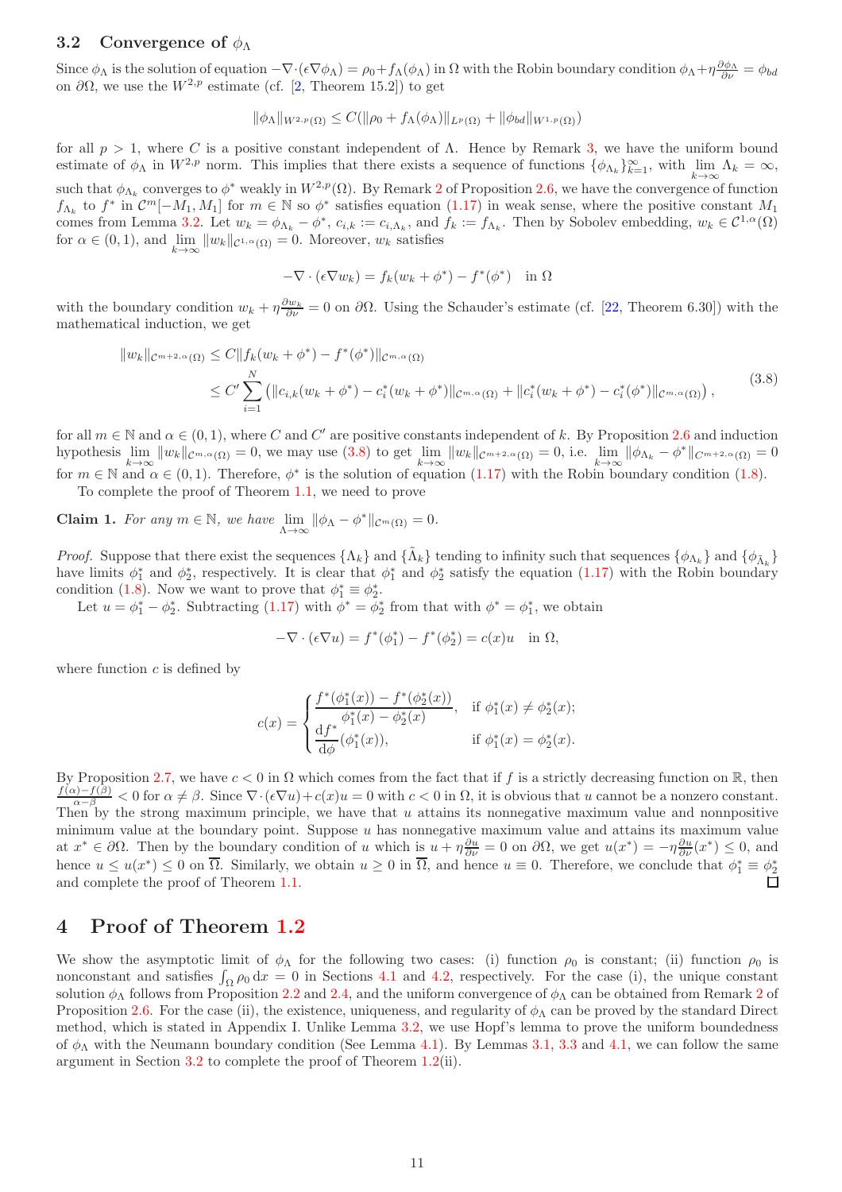### 3.2 Convergence of $\phi_\Lambda$

Since $\phi_\Lambda$ is the solution of equation $-\nabla\cdot(\epsilon\nabla\phi_\Lambda) = \rho_0 + f_\Lambda(\phi_\Lambda)$ in $\Omega$ with the Robin boundary condition $\phi_\Lambda + \eta\frac{\partial\phi_\Lambda}{\partial\nu} = \phi_{bd}$ on $\partial\Omega$, we use the $W^{2,p}$ estimate (cf. [2, Theorem 15.2]) to get

$$\|\phi_\Lambda\|_{W^{2,p}(\Omega)} \le C(\|\rho_0 + f_\Lambda(\phi_\Lambda)\|_{L^p(\Omega)} + \|\phi_{bd}\|_{W^{1,p}(\Omega)})$$

for all $p > 1$, where $C$ is a positive constant independent of $\Lambda$. Hence by Remark 3, we have the uniform bound estimate of $\phi_\Lambda$ in $W^{2,p}$ norm. This implies that there exists a sequence of functions $\{\phi_{\Lambda_k}\}_{k=1}^\infty$, with $\lim_{k\to\infty}\Lambda_k = \infty$, such that $\phi_{\Lambda_k}$ converges to $\phi^*$ weakly in $W^{2,p}(\Omega)$. By Remark 2 of Proposition 2.6, we have the convergence of function $f_{\Lambda_k}$ to $f^*$ in $\mathcal{C}^m[-M_1, M_1]$ for $m \in \mathbb{N}$ so $\phi^*$ satisfies equation (1.17) in weak sense, where the positive constant $M_1$ comes from Lemma 3.2. Let $w_k = \phi_{\Lambda_k} - \phi^*$, $c_{i,k} := c_{i,\Lambda_k}$, and $f_k := f_{\Lambda_k}$. Then by Sobolev embedding, $w_k \in \mathcal{C}^{1,\alpha}(\Omega)$ for $\alpha \in (0,1)$, and $\lim_{k\to\infty}\|w_k\|_{\mathcal{C}^{1,\alpha}(\Omega)} = 0$. Moreover, $w_k$ satisfies

$$-\nabla\cdot(\epsilon\nabla w_k) = f_k(w_k + \phi^*) - f^*(\phi^*) \quad \text{in } \Omega$$

with the boundary condition $w_k + \eta\frac{\partial w_k}{\partial\nu} = 0$ on $\partial\Omega$. Using the Schauder's estimate (cf. [22, Theorem 6.30]) with the mathematical induction, we get

$$\begin{aligned}
\|w_k\|_{\mathcal{C}^{m+2,\alpha}(\Omega)} &\le C\|f_k(w_k+\phi^*) - f^*(\phi^*)\|_{\mathcal{C}^{m,\alpha}(\Omega)} \\
&\le C'\sum_{i=1}^N \left(\|c_{i,k}(w_k+\phi^*) - c_i^*(w_k+\phi^*)\|_{\mathcal{C}^{m,\alpha}(\Omega)} + \|c_i^*(w_k+\phi^*) - c_i^*(\phi^*)\|_{\mathcal{C}^{m,\alpha}(\Omega)}\right),
\end{aligned} \tag{3.8}$$

for all $m \in \mathbb{N}$ and $\alpha \in (0,1)$, where $C$ and $C'$ are positive constants independent of $k$. By Proposition 2.6 and induction hypothesis $\lim_{k\to\infty}\|w_k\|_{\mathcal{C}^{m,\alpha}(\Omega)} = 0$, we may use (3.8) to get $\lim_{k\to\infty}\|w_k\|_{\mathcal{C}^{m+2,\alpha}(\Omega)} = 0$, i.e. $\lim_{k\to\infty}\|\phi_{\Lambda_k} - \phi^*\|_{\mathcal{C}^{m+2,\alpha}(\Omega)} = 0$ for $m \in \mathbb{N}$ and $\alpha \in (0,1)$. Therefore, $\phi^*$ is the solution of equation (1.17) with the Robin boundary condition (1.8).

To complete the proof of Theorem 1.1, we need to prove

**Claim 1.** *For any $m \in \mathbb{N}$, we have $\lim_{\Lambda\to\infty}\|\phi_\Lambda - \phi^*\|_{\mathcal{C}^m(\Omega)} = 0$.*

*Proof.* Suppose that there exist the sequences $\{\Lambda_k\}$ and $\{\tilde{\Lambda}_k\}$ tending to infinity such that sequences $\{\phi_{\Lambda_k}\}$ and $\{\phi_{\tilde{\Lambda}_k}\}$ have limits $\phi_1^*$ and $\phi_2^*$, respectively. It is clear that $\phi_1^*$ and $\phi_2^*$ satisfy the equation (1.17) with the Robin boundary condition (1.8). Now we want to prove that $\phi_1^* \equiv \phi_2^*$.

Let $u = \phi_1^* - \phi_2^*$. Subtracting (1.17) with $\phi^* = \phi_2^*$ from that with $\phi^* = \phi_1^*$, we obtain

$$-\nabla\cdot(\epsilon\nabla u) = f^*(\phi_1^*) - f^*(\phi_2^*) = c(x)u \quad \text{in } \Omega,$$

where function $c$ is defined by

$$c(x) = \begin{cases} \dfrac{f^*(\phi_1^*(x)) - f^*(\phi_2^*(x))}{\phi_1^*(x) - \phi_2^*(x)}, & \text{if } \phi_1^*(x) \ne \phi_2^*(x); \\ \dfrac{\mathrm{d}f^*}{\mathrm{d}\phi}(\phi_1^*(x)), & \text{if } \phi_1^*(x) = \phi_2^*(x). \end{cases}$$

By Proposition 2.7, we have $c < 0$ in $\Omega$ which comes from the fact that if $f$ is a strictly decreasing function on $\mathbb{R}$, then $\frac{f(\alpha)-f(\beta)}{\alpha-\beta} < 0$ for $\alpha \ne \beta$. Since $\nabla\cdot(\epsilon\nabla u) + c(x)u = 0$ with $c < 0$ in $\Omega$, it is obvious that $u$ cannot be a nonzero constant. Then by the strong maximum principle, we have that $u$ attains its nonnegative maximum value and nonpositive minimum value at the boundary point. Suppose $u$ has nonnegative maximum value and attains its maximum value at $x^* \in \partial\Omega$. Then by the boundary condition of $u$ which is $u + \eta\frac{\partial u}{\partial\nu} = 0$ on $\partial\Omega$, we get $u(x^*) = -\eta\frac{\partial u}{\partial\nu}(x^*) \le 0$, and hence $u \le u(x^*) \le 0$ on $\overline{\Omega}$. Similarly, we obtain $u \ge 0$ in $\overline{\Omega}$, and hence $u \equiv 0$. Therefore, we conclude that $\phi_1^* \equiv \phi_2^*$ and complete the proof of Theorem 1.1. ∎

## 4 Proof of Theorem 1.2

We show the asymptotic limit of $\phi_\Lambda$ for the following two cases: (i) function $\rho_0$ is constant; (ii) function $\rho_0$ is nonconstant and satisfies $\int_\Omega \rho_0 \, \mathrm{d}x = 0$ in Sections 4.1 and 4.2, respectively. For the case (i), the unique constant solution $\phi_\Lambda$ follows from Proposition 2.2 and 2.4, and the uniform convergence of $\phi_\Lambda$ can be obtained from Remark 2 of Proposition 2.6. For the case (ii), the existence, uniqueness, and regularity of $\phi_\Lambda$ can be proved by the standard Direct method, which is stated in Appendix I. Unlike Lemma 3.2, we use Hopf's lemma to prove the uniform boundedness of $\phi_\Lambda$ with the Neumann boundary condition (See Lemma 4.1). By Lemmas 3.1, 3.3 and 4.1, we can follow the same argument in Section 3.2 to complete the proof of Theorem 1.2(ii).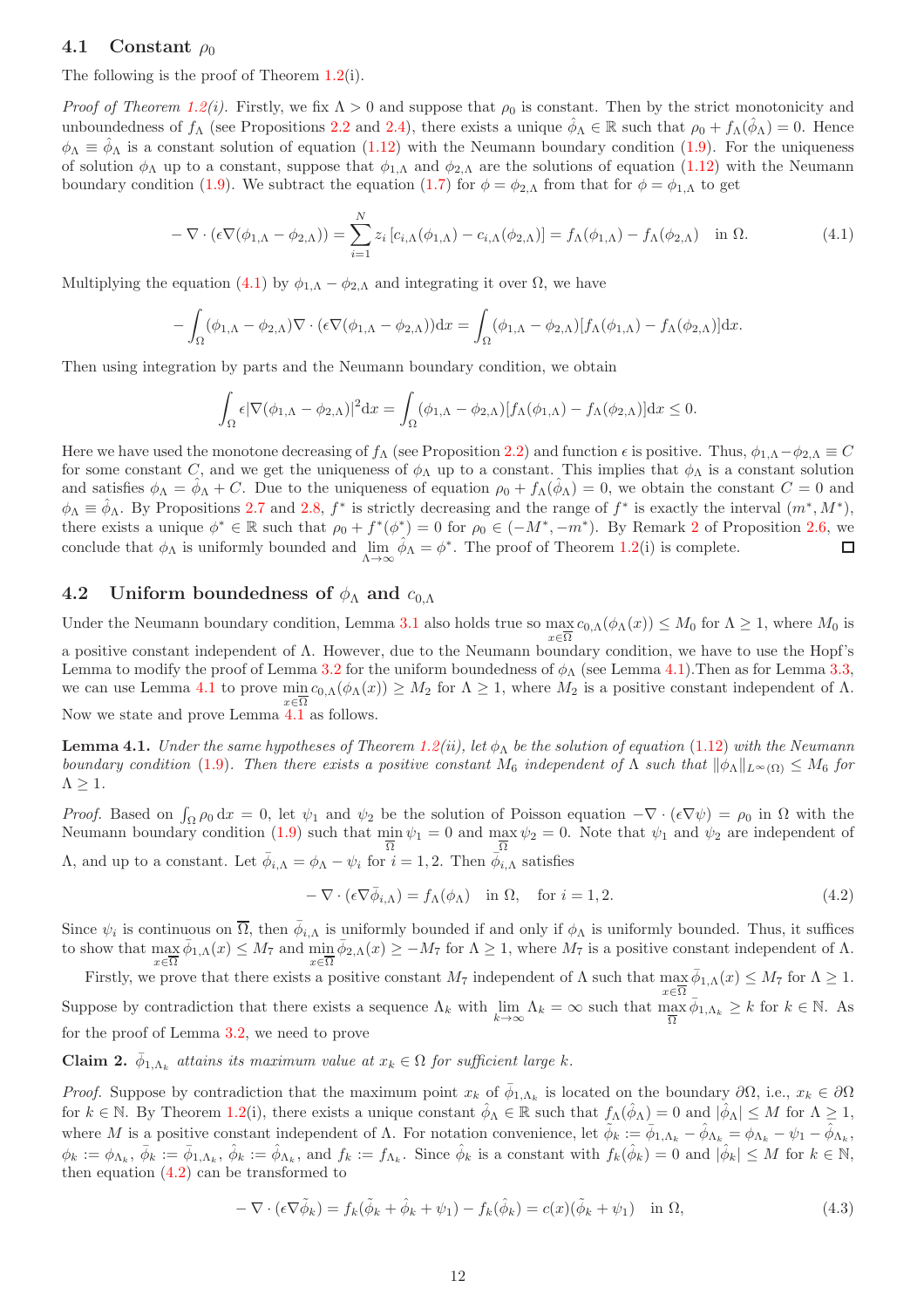### 4.1 Constant $\rho_0$

The following is the proof of Theorem 1.2(i).

*Proof of Theorem 1.2(i).* Firstly, we fix $\Lambda > 0$ and suppose that $\rho_0$ is constant. Then by the strict monotonicity and unboundedness of $f_\Lambda$ (see Propositions 2.2 and 2.4), there exists a unique $\hat{\phi}_\Lambda \in \mathbb{R}$ such that $\rho_0 + f_\Lambda(\hat{\phi}_\Lambda) = 0$. Hence $\phi_\Lambda \equiv \hat{\phi}_\Lambda$ is a constant solution of equation (1.12) with the Neumann boundary condition (1.9). For the uniqueness of solution $\phi_\Lambda$ up to a constant, suppose that $\phi_{1,\Lambda}$ and $\phi_{2,\Lambda}$ are the solutions of equation (1.12) with the Neumann boundary condition (1.9). We subtract the equation (1.7) for $\phi = \phi_{2,\Lambda}$ from that for $\phi = \phi_{1,\Lambda}$ to get

$$
-\nabla \cdot (\epsilon \nabla(\phi_{1,\Lambda} - \phi_{2,\Lambda})) = \sum_{i=1}^{N} z_i \left[c_{i,\Lambda}(\phi_{1,\Lambda}) - c_{i,\Lambda}(\phi_{2,\Lambda})\right] = f_\Lambda(\phi_{1,\Lambda}) - f_\Lambda(\phi_{2,\Lambda}) \quad \text{in } \Omega. \tag{4.1}
$$

Multiplying the equation (4.1) by $\phi_{1,\Lambda} - \phi_{2,\Lambda}$ and integrating it over $\Omega$, we have

$$
-\int_\Omega (\phi_{1,\Lambda} - \phi_{2,\Lambda}) \nabla \cdot (\epsilon \nabla(\phi_{1,\Lambda} - \phi_{2,\Lambda}))\mathrm{d}x = \int_\Omega (\phi_{1,\Lambda} - \phi_{2,\Lambda})[f_\Lambda(\phi_{1,\Lambda}) - f_\Lambda(\phi_{2,\Lambda})]\mathrm{d}x.
$$

Then using integration by parts and the Neumann boundary condition, we obtain

$$
\int_\Omega \epsilon |\nabla(\phi_{1,\Lambda} - \phi_{2,\Lambda})|^2 \mathrm{d}x = \int_\Omega (\phi_{1,\Lambda} - \phi_{2,\Lambda})[f_\Lambda(\phi_{1,\Lambda}) - f_\Lambda(\phi_{2,\Lambda})]\mathrm{d}x \le 0.
$$

Here we have used the monotone decreasing of $f_\Lambda$ (see Proposition 2.2) and function $\epsilon$ is positive. Thus, $\phi_{1,\Lambda} - \phi_{2,\Lambda} \equiv C$ for some constant $C$, and we get the uniqueness of $\phi_\Lambda$ up to a constant. This implies that $\phi_\Lambda$ is a constant solution and satisfies $\phi_\Lambda = \hat{\phi}_\Lambda + C$. Due to the uniqueness of equation $\rho_0 + f_\Lambda(\hat{\phi}_\Lambda) = 0$, we obtain the constant $C = 0$ and $\phi_\Lambda \equiv \hat{\phi}_\Lambda$. By Propositions 2.7 and 2.8, $f^*$ is strictly decreasing and the range of $f^*$ is exactly the interval $(m^*, M^*)$, there exists a unique $\phi^* \in \mathbb{R}$ such that $\rho_0 + f^*(\phi^*) = 0$ for $\rho_0 \in (-M^*, -m^*)$. By Remark 2 of Proposition 2.6, we conclude that $\phi_\Lambda$ is uniformly bounded and $\lim\limits_{\Lambda \to \infty} \hat{\phi}_\Lambda = \phi^*$. The proof of Theorem 1.2(i) is complete. ◻

### 4.2 Uniform boundedness of $\phi_\Lambda$ and $c_{0,\Lambda}$

Under the Neumann boundary condition, Lemma 3.1 also holds true so $\max\limits_{x \in \overline{\Omega}} c_{0,\Lambda}(\phi_\Lambda(x)) \le M_0$ for $\Lambda \ge 1$, where $M_0$ is a positive constant independent of $\Lambda$. However, due to the Neumann boundary condition, we have to use the Hopf's Lemma to modify the proof of Lemma 3.2 for the uniform boundedness of $\phi_\Lambda$ (see Lemma 4.1).Then as for Lemma 3.3, we can use Lemma 4.1 to prove $\min\limits_{x \in \overline{\Omega}} c_{0,\Lambda}(\phi_\Lambda(x)) \ge M_2$ for $\Lambda \ge 1$, where $M_2$ is a positive constant independent of $\Lambda$. Now we state and prove Lemma 4.1 as follows.

**Lemma 4.1.** *Under the same hypotheses of Theorem 1.2(ii), let $\phi_\Lambda$ be the solution of equation (1.12) with the Neumann boundary condition (1.9). Then there exists a positive constant $M_6$ independent of $\Lambda$ such that $\|\phi_\Lambda\|_{L^\infty(\Omega)} \le M_6$ for $\Lambda \ge 1$.*

*Proof.* Based on $\int_\Omega \rho_0 \,\mathrm{d}x = 0$, let $\psi_1$ and $\psi_2$ be the solution of Poisson equation $-\nabla \cdot (\epsilon \nabla \psi) = \rho_0$ in $\Omega$ with the Neumann boundary condition (1.9) such that $\min\limits_{\overline{\Omega}} \psi_1 = 0$ and $\max\limits_{\overline{\Omega}} \psi_2 = 0$. Note that $\psi_1$ and $\psi_2$ are independent of $\Lambda$, and up to a constant. Let $\bar{\phi}_{i,\Lambda} = \phi_\Lambda - \psi_i$ for $i = 1, 2$. Then $\bar{\phi}_{i,\Lambda}$ satisfies

$$
-\nabla \cdot (\epsilon \nabla \bar{\phi}_{i,\Lambda}) = f_\Lambda(\phi_\Lambda) \quad \text{in } \Omega, \quad \text{for } i = 1, 2. \tag{4.2}
$$

Since $\psi_i$ is continuous on $\overline{\Omega}$, then $\bar{\phi}_{i,\Lambda}$ is uniformly bounded if and only if $\phi_\Lambda$ is uniformly bounded. Thus, it suffices to show that $\max\limits_{x \in \overline{\Omega}} \bar{\phi}_{1,\Lambda}(x) \le M_7$ and $\min\limits_{x \in \overline{\Omega}} \bar{\phi}_{2,\Lambda}(x) \ge -M_7$ for $\Lambda \ge 1$, where $M_7$ is a positive constant independent of $\Lambda$.

Firstly, we prove that there exists a positive constant $M_7$ independent of $\Lambda$ such that $\max\limits_{x \in \overline{\Omega}} \bar{\phi}_{1,\Lambda}(x) \le M_7$ for $\Lambda \ge 1$. Suppose by contradiction that there exists a sequence $\Lambda_k$ with $\lim\limits_{k \to \infty} \Lambda_k = \infty$ such that $\max\limits_{\overline{\Omega}} \bar{\phi}_{1,\Lambda_k} \ge k$ for $k \in \mathbb{N}$. As for the proof of Lemma 3.2, we need to prove

**Claim 2.** *$\bar{\phi}_{1,\Lambda_k}$ attains its maximum value at $x_k \in \Omega$ for sufficient large $k$.*

*Proof.* Suppose by contradiction that the maximum point $x_k$ of $\bar{\phi}_{1,\Lambda_k}$ is located on the boundary $\partial\Omega$, i.e., $x_k \in \partial\Omega$ for $k \in \mathbb{N}$. By Theorem 1.2(i), there exists a unique constant $\hat{\phi}_\Lambda \in \mathbb{R}$ such that $f_\Lambda(\hat{\phi}_\Lambda) = 0$ and $|\hat{\phi}_\Lambda| \le M$ for $\Lambda \ge 1$, where $M$ is a positive constant independent of $\Lambda$. For notation convenience, let $\tilde{\phi}_k := \bar{\phi}_{1,\Lambda_k} - \hat{\phi}_{\Lambda_k} = \phi_{\Lambda_k} - \psi_1 - \hat{\phi}_{\Lambda_k}$, $\phi_k := \phi_{\Lambda_k}$, $\bar{\phi}_k := \bar{\phi}_{1,\Lambda_k}$, $\hat{\phi}_k := \hat{\phi}_{\Lambda_k}$, and $f_k := f_{\Lambda_k}$. Since $\hat{\phi}_k$ is a constant with $f_k(\hat{\phi}_k) = 0$ and $|\hat{\phi}_k| \le M$ for $k \in \mathbb{N}$, then equation (4.2) can be transformed to

$$
-\nabla \cdot (\epsilon \nabla \tilde{\phi}_k) = f_k(\tilde{\phi}_k + \hat{\phi}_k + \psi_1) - f_k(\hat{\phi}_k) = c(x)(\tilde{\phi}_k + \psi_1) \quad \text{in } \Omega, \tag{4.3}
$$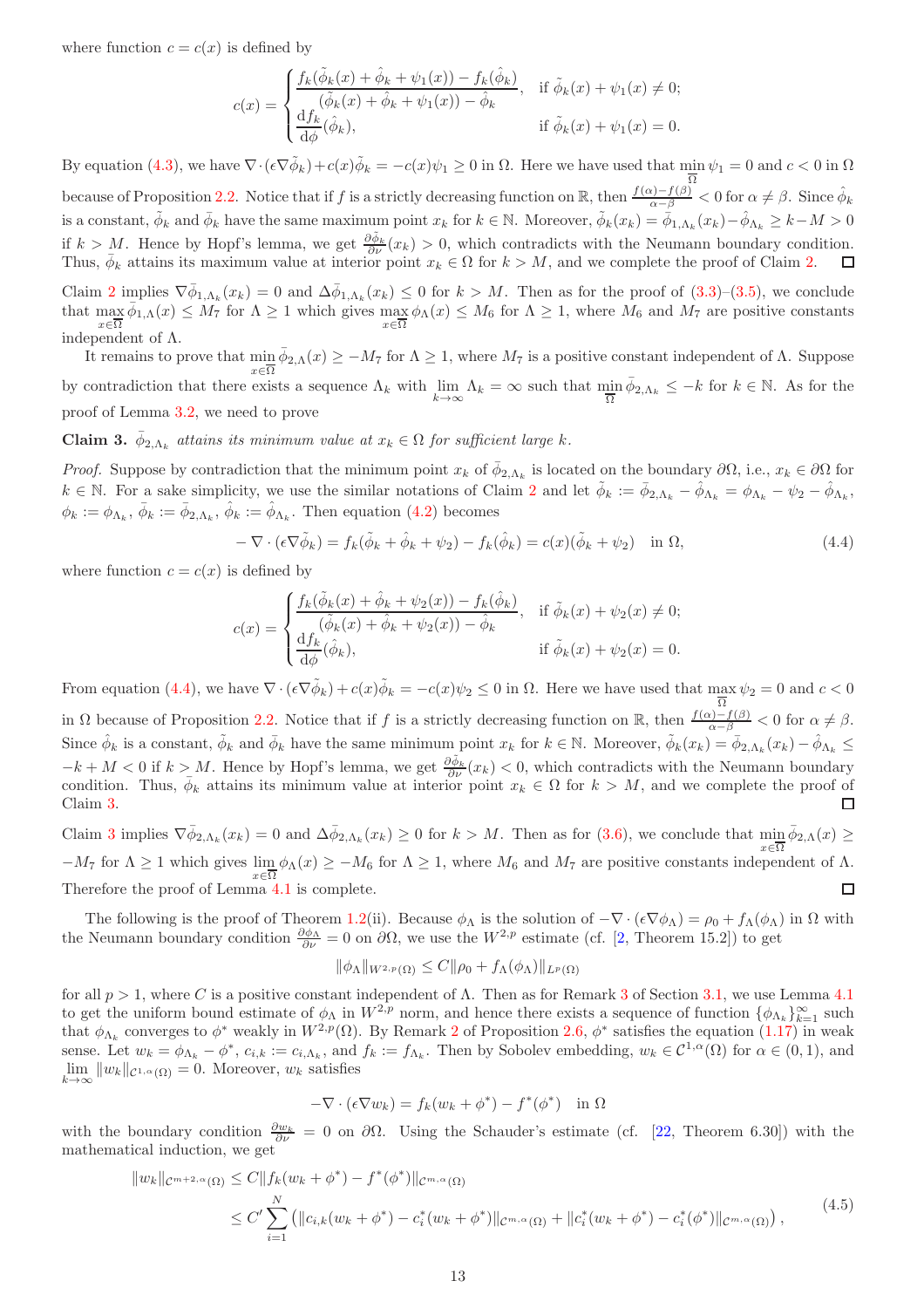where function $c = c(x)$ is defined by

$$
c(x) = \begin{cases} \dfrac{f_k(\tilde{\phi}_k(x) + \hat{\phi}_k + \psi_1(x)) - f_k(\hat{\phi}_k)}{(\tilde{\phi}_k(x) + \hat{\phi}_k + \psi_1(x)) - \hat{\phi}_k}, & \text{if } \tilde{\phi}_k(x) + \psi_1(x) \neq 0; \\ \dfrac{\mathrm{d} f_k}{\mathrm{d}\phi}(\hat{\phi}_k), & \text{if } \tilde{\phi}_k(x) + \psi_1(x) = 0. \end{cases}
$$

By equation (4.3), we have $\nabla \cdot (\epsilon \nabla \tilde{\phi}_k) + c(x)\tilde{\phi}_k = -c(x)\psi_1 \geq 0$ in $\Omega$. Here we have used that $\min_{\overline{\Omega}} \psi_1 = 0$ and $c < 0$ in $\Omega$ because of Proposition 2.2. Notice that if $f$ is a strictly decreasing function on $\mathbb{R}$, then $\frac{f(\alpha)-f(\beta)}{\alpha-\beta} < 0$ for $\alpha \neq \beta$. Since $\hat{\phi}_k$ is a constant, $\tilde{\phi}_k$ and $\bar{\phi}_k$ have the same maximum point $x_k$ for $k \in \mathbb{N}$. Moreover, $\tilde{\phi}_k(x_k) = \bar{\phi}_{1,\Lambda_k}(x_k) - \hat{\phi}_{\Lambda_k} \geq k - M > 0$ if $k > M$. Hence by Hopf's lemma, we get $\frac{\partial \tilde{\phi}_k}{\partial \nu}(x_k) > 0$, which contradicts with the Neumann boundary condition. Thus, $\bar{\phi}_k$ attains its maximum value at interior point $x_k \in \Omega$ for $k > M$, and we complete the proof of Claim 2. □

Claim 2 implies $\nabla \bar{\phi}_{1,\Lambda_k}(x_k) = 0$ and $\Delta \bar{\phi}_{1,\Lambda_k}(x_k) \leq 0$ for $k > M$. Then as for the proof of (3.3)–(3.5), we conclude that $\max_{x \in \overline{\Omega}} \bar{\phi}_{1,\Lambda}(x) \leq M_7$ for $\Lambda \geq 1$ which gives $\max_{x \in \overline{\Omega}} \phi_\Lambda(x) \leq M_6$ for $\Lambda \geq 1$, where $M_6$ and $M_7$ are positive constants independent of $\Lambda$.

It remains to prove that $\min_{x \in \overline{\Omega}} \bar{\phi}_{2,\Lambda}(x) \geq -M_7$ for $\Lambda \geq 1$, where $M_7$ is a positive constant independent of $\Lambda$. Suppose by contradiction that there exists a sequence $\Lambda_k$ with $\lim_{k \to \infty} \Lambda_k = \infty$ such that $\min_{\overline{\Omega}} \bar{\phi}_{2,\Lambda_k} \leq -k$ for $k \in \mathbb{N}$. As for the proof of Lemma 3.2, we need to prove

**Claim 3.** *$\bar{\phi}_{2,\Lambda_k}$ attains its minimum value at $x_k \in \Omega$ for sufficient large $k$.*

*Proof.* Suppose by contradiction that the minimum point $x_k$ of $\bar{\phi}_{2,\Lambda_k}$ is located on the boundary $\partial\Omega$, i.e., $x_k \in \partial\Omega$ for $k \in \mathbb{N}$. For a sake simplicity, we use the similar notations of Claim 2 and let $\tilde{\phi}_k := \bar{\phi}_{2,\Lambda_k} - \hat{\phi}_{\Lambda_k} = \phi_{\Lambda_k} - \psi_2 - \hat{\phi}_{\Lambda_k}$, $\phi_k := \phi_{\Lambda_k}$, $\bar{\phi}_k := \bar{\phi}_{2,\Lambda_k}$, $\hat{\phi}_k := \hat{\phi}_{\Lambda_k}$. Then equation (4.2) becomes

$$
-\nabla \cdot (\epsilon \nabla \tilde{\phi}_k) = f_k(\tilde{\phi}_k + \hat{\phi}_k + \psi_2) - f_k(\hat{\phi}_k) = c(x)(\tilde{\phi}_k + \psi_2) \quad \text{in } \Omega, \tag{4.4}
$$

where function $c = c(x)$ is defined by

$$
c(x) = \begin{cases} \dfrac{f_k(\tilde{\phi}_k(x) + \hat{\phi}_k + \psi_2(x)) - f_k(\hat{\phi}_k)}{(\tilde{\phi}_k(x) + \hat{\phi}_k + \psi_2(x)) - \hat{\phi}_k}, & \text{if } \tilde{\phi}_k(x) + \psi_2(x) \neq 0; \\ \dfrac{\mathrm{d} f_k}{\mathrm{d}\phi}(\hat{\phi}_k), & \text{if } \tilde{\phi}_k(x) + \psi_2(x) = 0. \end{cases}
$$

From equation (4.4), we have $\nabla \cdot (\epsilon \nabla \tilde{\phi}_k) + c(x)\tilde{\phi}_k = -c(x)\psi_2 \leq 0$ in $\Omega$. Here we have used that $\max_{\overline{\Omega}} \psi_2 = 0$ and $c < 0$ in $\Omega$ because of Proposition 2.2. Notice that if $f$ is a strictly decreasing function on $\mathbb{R}$, then $\frac{f(\alpha)-f(\beta)}{\alpha-\beta} < 0$ for $\alpha \neq \beta$. Since $\hat{\phi}_k$ is a constant, $\tilde{\phi}_k$ and $\bar{\phi}_k$ have the same minimum point $x_k$ for $k \in \mathbb{N}$. Moreover, $\tilde{\phi}_k(x_k) = \bar{\phi}_{2,\Lambda_k}(x_k) - \hat{\phi}_{\Lambda_k} \leq -k + M < 0$ if $k > M$. Hence by Hopf's lemma, we get $\frac{\partial \tilde{\phi}_k}{\partial \nu}(x_k) < 0$, which contradicts with the Neumann boundary condition. Thus, $\bar{\phi}_k$ attains its minimum value at interior point $x_k \in \Omega$ for $k > M$, and we complete the proof of Claim 3. □

Claim 3 implies $\nabla \bar{\phi}_{2,\Lambda_k}(x_k) = 0$ and $\Delta \bar{\phi}_{2,\Lambda_k}(x_k) \geq 0$ for $k > M$. Then as for (3.6), we conclude that $\min_{x \in \overline{\Omega}} \bar{\phi}_{2,\Lambda}(x) \geq -M_7$ for $\Lambda \geq 1$ which gives $\lim_{x \in \overline{\Omega}} \phi_\Lambda(x) \geq -M_6$ for $\Lambda \geq 1$, where $M_6$ and $M_7$ are positive constants independent of $\Lambda$. Therefore the proof of Lemma 4.1 is complete. □

The following is the proof of Theorem 1.2(ii). Because $\phi_\Lambda$ is the solution of $-\nabla \cdot (\epsilon \nabla \phi_\Lambda) = \rho_0 + f_\Lambda(\phi_\Lambda)$ in $\Omega$ with the Neumann boundary condition $\frac{\partial \phi_\Lambda}{\partial \nu} = 0$ on $\partial\Omega$, we use the $W^{2,p}$ estimate (cf. [2, Theorem 15.2]) to get

$$
\|\phi_\Lambda\|_{W^{2,p}(\Omega)} \leq C \|\rho_0 + f_\Lambda(\phi_\Lambda)\|_{L^p(\Omega)}
$$

for all $p > 1$, where $C$ is a positive constant independent of $\Lambda$. Then as for Remark 3 of Section 3.1, we use Lemma 4.1 to get the uniform bound estimate of $\phi_\Lambda$ in $W^{2,p}$ norm, and hence there exists a sequence of function $\{\phi_{\Lambda_k}\}_{k=1}^\infty$ such that $\phi_{\Lambda_k}$ converges to $\phi^*$ weakly in $W^{2,p}(\Omega)$. By Remark 2 of Proposition 2.6, $\phi^*$ satisfies the equation (1.17) in weak sense. Let $w_k = \phi_{\Lambda_k} - \phi^*$, $c_{i,k} := c_{i,\Lambda_k}$, and $f_k := f_{\Lambda_k}$. Then by Sobolev embedding, $w_k \in \mathcal{C}^{1,\alpha}(\Omega)$ for $\alpha \in (0,1)$, and $\lim_{k \to \infty} \|w_k\|_{\mathcal{C}^{1,\alpha}(\Omega)} = 0$. Moreover, $w_k$ satisfies

$$
-\nabla \cdot (\epsilon \nabla w_k) = f_k(w_k + \phi^*) - f^*(\phi^*) \quad \text{in } \Omega
$$

with the boundary condition $\frac{\partial w_k}{\partial \nu} = 0$ on $\partial\Omega$. Using the Schauder's estimate (cf. [22, Theorem 6.30]) with the mathematical induction, we get

$$
\begin{aligned}
\|w_k\|_{\mathcal{C}^{m+2,\alpha}(\Omega)} &\leq C \|f_k(w_k + \phi^*) - f^*(\phi^*)\|_{\mathcal{C}^{m,\alpha}(\Omega)} \\
&\leq C' \sum_{i=1}^N \left( \|c_{i,k}(w_k + \phi^*) - c_i^*(w_k + \phi^*)\|_{\mathcal{C}^{m,\alpha}(\Omega)} + \|c_i^*(w_k + \phi^*) - c_i^*(\phi^*)\|_{\mathcal{C}^{m,\alpha}(\Omega)} \right),
\end{aligned} \tag{4.5}
$$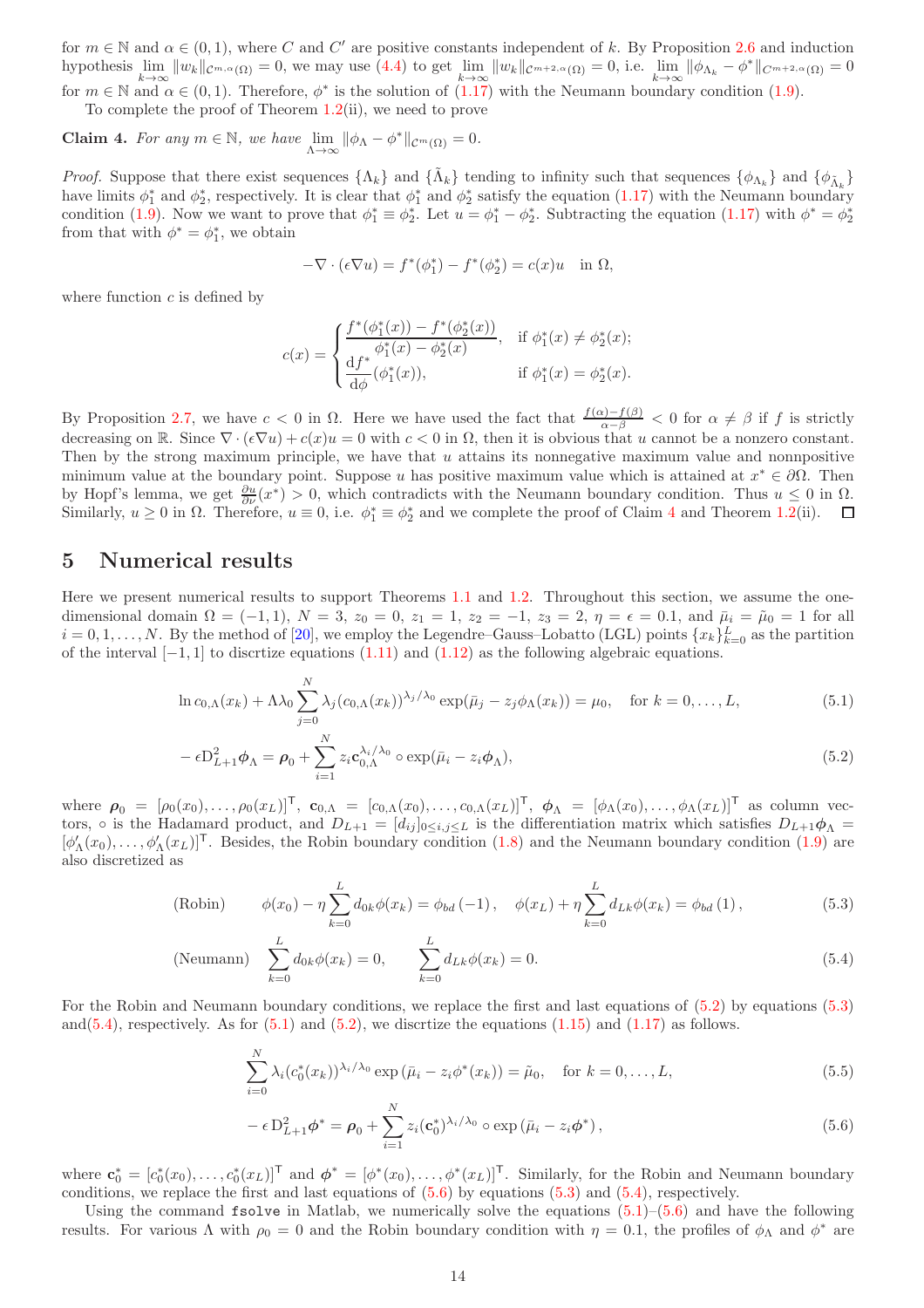for $m \in \mathbb{N}$ and $\alpha \in (0,1)$, where $C$ and $C'$ are positive constants independent of $k$. By Proposition 2.6 and induction hypothesis $\lim_{k\to\infty} \|w_k\|_{\mathcal{C}^{m,\alpha}(\Omega)} = 0$, we may use (4.4) to get $\lim_{k\to\infty} \|w_k\|_{\mathcal{C}^{m+2,\alpha}(\Omega)} = 0$, i.e. $\lim_{k\to\infty} \|\phi_{\Lambda_k} - \phi^*\|_{\mathcal{C}^{m+2,\alpha}(\Omega)} = 0$ for $m \in \mathbb{N}$ and $\alpha \in (0,1)$. Therefore, $\phi^*$ is the solution of (1.17) with the Neumann boundary condition (1.9).

To complete the proof of Theorem 1.2(ii), we need to prove

**Claim 4.** *For any $m \in \mathbb{N}$, we have $\lim_{\Lambda\to\infty} \|\phi_\Lambda - \phi^*\|_{\mathcal{C}^m(\Omega)} = 0$.*

*Proof.* Suppose that there exist sequences $\{\Lambda_k\}$ and $\{\tilde{\Lambda}_k\}$ tending to infinity such that sequences $\{\phi_{\Lambda_k}\}$ and $\{\phi_{\tilde{\Lambda}_k}\}$ have limits $\phi_1^*$ and $\phi_2^*$, respectively. It is clear that $\phi_1^*$ and $\phi_2^*$ satisfy the equation (1.17) with the Neumann boundary condition (1.9). Now we want to prove that $\phi_1^* \equiv \phi_2^*$. Let $u = \phi_1^* - \phi_2^*$. Subtracting the equation (1.17) with $\phi^* = \phi_2^*$ from that with $\phi^* = \phi_1^*$, we obtain

$$-\nabla\cdot(\epsilon\nabla u) = f^*(\phi_1^*) - f^*(\phi_2^*) = c(x)u \quad \text{in } \Omega,$$

where function $c$ is defined by

$$c(x) = \begin{cases} \dfrac{f^*(\phi_1^*(x)) - f^*(\phi_2^*(x))}{\phi_1^*(x) - \phi_2^*(x)}, & \text{if } \phi_1^*(x) \neq \phi_2^*(x); \\[2mm] \dfrac{\mathrm{d}f^*}{\mathrm{d}\phi}(\phi_1^*(x)), & \text{if } \phi_1^*(x) = \phi_2^*(x). \end{cases}$$

By Proposition 2.7, we have $c < 0$ in $\Omega$. Here we have used the fact that $\frac{f(\alpha)-f(\beta)}{\alpha-\beta} < 0$ for $\alpha \neq \beta$ if $f$ is strictly decreasing on $\mathbb{R}$. Since $\nabla\cdot(\epsilon\nabla u) + c(x)u = 0$ with $c < 0$ in $\Omega$, then it is obvious that $u$ cannot be a nonzero constant. Then by the strong maximum principle, we have that $u$ attains its nonnegative maximum value and nonpositive minimum value at the boundary point. Suppose $u$ has positive maximum value which is attained at $x^* \in \partial\Omega$. Then by Hopf's lemma, we get $\frac{\partial u}{\partial \nu}(x^*) > 0$, which contradicts with the Neumann boundary condition. Thus $u \le 0$ in $\Omega$. Similarly, $u \ge 0$ in $\Omega$. Therefore, $u \equiv 0$, i.e. $\phi_1^* \equiv \phi_2^*$ and we complete the proof of Claim 4 and Theorem 1.2(ii). ☐

## 5 Numerical results

Here we present numerical results to support Theorems 1.1 and 1.2. Throughout this section, we assume the one-dimensional domain $\Omega = (-1,1)$, $N = 3$, $z_0 = 0$, $z_1 = 1$, $z_2 = -1$, $z_3 = 2$, $\eta = \epsilon = 0.1$, and $\bar{\mu}_i = \tilde{\mu}_0 = 1$ for all $i = 0, 1, \ldots, N$. By the method of [20], we employ the Legendre–Gauss–Lobatto (LGL) points $\{x_k\}_{k=0}^L$ as the partition of the interval $[-1,1]$ to discrtize equations (1.11) and (1.12) as the following algebraic equations.

$$\ln c_{0,\Lambda}(x_k) + \Lambda\lambda_0 \sum_{j=0}^N \lambda_j (c_{0,\Lambda}(x_k))^{\lambda_j/\lambda_0} \exp(\bar{\mu}_j - z_j\phi_\Lambda(x_k)) = \mu_0, \quad \text{for } k = 0, \ldots, L, \tag{5.1}$$

$$-\epsilon \mathrm{D}_{L+1}^2 \boldsymbol{\phi}_\Lambda = \boldsymbol{\rho}_0 + \sum_{i=1}^N z_i \mathbf{c}_{0,\Lambda}^{\lambda_i/\lambda_0} \circ \exp(\bar{\mu}_i - z_i\boldsymbol{\phi}_\Lambda), \tag{5.2}$$

where $\boldsymbol{\rho}_0 = [\rho_0(x_0), \ldots, \rho_0(x_L)]^\intercal$, $\mathbf{c}_{0,\Lambda} = [c_{0,\Lambda}(x_0), \ldots, c_{0,\Lambda}(x_L)]^\intercal$, $\boldsymbol{\phi}_\Lambda = [\phi_\Lambda(x_0), \ldots, \phi_\Lambda(x_L)]^\intercal$ as column vectors, $\circ$ is the Hadamard product, and $D_{L+1} = [d_{ij}]_{0\le i,j\le L}$ is the differentiation matrix which satisfies $D_{L+1}\boldsymbol{\phi}_\Lambda = [\phi_\Lambda'(x_0), \ldots, \phi_\Lambda'(x_L)]^\intercal$. Besides, the Robin boundary condition (1.8) and the Neumann boundary condition (1.9) are also discretized as

$$\text{(Robin)} \qquad \phi(x_0) - \eta\sum_{k=0}^L d_{0k}\phi(x_k) = \phi_{bd}(-1), \quad \phi(x_L) + \eta\sum_{k=0}^L d_{Lk}\phi(x_k) = \phi_{bd}(1), \tag{5.3}$$

$$\text{(Neumann)} \quad \sum_{k=0}^L d_{0k}\phi(x_k) = 0, \qquad \sum_{k=0}^L d_{Lk}\phi(x_k) = 0. \tag{5.4}$$

For the Robin and Neumann boundary conditions, we replace the first and last equations of (5.2) by equations (5.3) and(5.4), respectively. As for (5.1) and (5.2), we discrtize the equations (1.15) and (1.17) as follows.

$$\sum_{i=0}^N \lambda_i (c_0^*(x_k))^{\lambda_i/\lambda_0} \exp(\bar{\mu}_i - z_i\phi^*(x_k)) = \tilde{\mu}_0, \quad \text{for } k = 0, \ldots, L, \tag{5.5}$$

$$-\epsilon \mathrm{D}_{L+1}^2 \boldsymbol{\phi}^* = \boldsymbol{\rho}_0 + \sum_{i=1}^N z_i (\mathbf{c}_0^*)^{\lambda_i/\lambda_0} \circ \exp(\bar{\mu}_i - z_i\boldsymbol{\phi}^*), \tag{5.6}$$

where $\mathbf{c}_0^* = [c_0^*(x_0), \ldots, c_0^*(x_L)]^\intercal$ and $\boldsymbol{\phi}^* = [\phi^*(x_0), \ldots, \phi^*(x_L)]^\intercal$. Similarly, for the Robin and Neumann boundary conditions, we replace the first and last equations of (5.6) by equations (5.3) and (5.4), respectively.

Using the command `fsolve` in Matlab, we numerically solve the equations (5.1)–(5.6) and have the following results. For various $\Lambda$ with $\rho_0 = 0$ and the Robin boundary condition with $\eta = 0.1$, the profiles of $\phi_\Lambda$ and $\phi^*$ are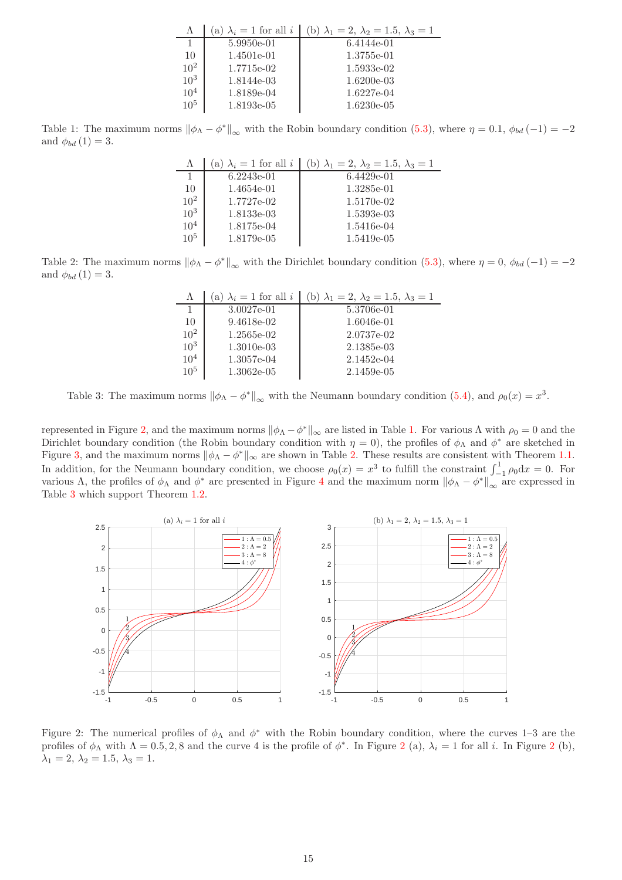| $\Lambda$ | (a) $\lambda_i = 1$ for all $i$ | (b) $\lambda_1 = 2$, $\lambda_2 = 1.5$, $\lambda_3 = 1$ |
|---|---|---|
| 1 | 5.9950e-01 | 6.4144e-01 |
| 10 | 1.4501e-01 | 1.3755e-01 |
| $10^2$ | 1.7715e-02 | 1.5933e-02 |
| $10^3$ | 1.8144e-03 | 1.6200e-03 |
| $10^4$ | 1.8189e-04 | 1.6227e-04 |
| $10^5$ | 1.8193e-05 | 1.6230e-05 |

Table 1: The maximum norms $\|\phi_\Lambda - \phi^*\|_\infty$ with the Robin boundary condition (5.3), where $\eta = 0.1$, $\phi_{bd}(-1) = -2$ and $\phi_{bd}(1) = 3$.

| $\Lambda$ | (a) $\lambda_i = 1$ for all $i$ | (b) $\lambda_1 = 2$, $\lambda_2 = 1.5$, $\lambda_3 = 1$ |
|---|---|---|
| 1 | 6.2243e-01 | 6.4429e-01 |
| 10 | 1.4654e-01 | 1.3285e-01 |
| $10^2$ | 1.7727e-02 | 1.5170e-02 |
| $10^3$ | 1.8133e-03 | 1.5393e-03 |
| $10^4$ | 1.8175e-04 | 1.5416e-04 |
| $10^5$ | 1.8179e-05 | 1.5419e-05 |

Table 2: The maximum norms $\|\phi_\Lambda - \phi^*\|_\infty$ with the Dirichlet boundary condition (5.3), where $\eta = 0$, $\phi_{bd}(-1) = -2$ and $\phi_{bd}(1) = 3$.

| $\Lambda$ | (a) $\lambda_i = 1$ for all $i$ | (b) $\lambda_1 = 2$, $\lambda_2 = 1.5$, $\lambda_3 = 1$ |
|---|---|---|
| 1 | 3.0027e-01 | 5.3706e-01 |
| 10 | 9.4618e-02 | 1.6046e-01 |
| $10^2$ | 1.2565e-02 | 2.0737e-02 |
| $10^3$ | 1.3010e-03 | 2.1385e-03 |
| $10^4$ | 1.3057e-04 | 2.1452e-04 |
| $10^5$ | 1.3062e-05 | 2.1459e-05 |

Table 3: The maximum norms $\|\phi_\Lambda - \phi^*\|_\infty$ with the Neumann boundary condition (5.4), and $\rho_0(x) = x^3$.

represented in Figure 2, and the maximum norms $\|\phi_\Lambda - \phi^*\|_\infty$ are listed in Table 1. For various $\Lambda$ with $\rho_0 = 0$ and the Dirichlet boundary condition (the Robin boundary condition with $\eta = 0$), the profiles of $\phi_\Lambda$ and $\phi^*$ are sketched in Figure 3, and the maximum norms $\|\phi_\Lambda - \phi^*\|_\infty$ are shown in Table 2. These results are consistent with Theorem 1.1. In addition, for the Neumann boundary condition, we choose $\rho_0(x) = x^3$ to fulfill the constraint $\int_{-1}^{1} \rho_0 \mathrm{d}x = 0$. For various $\Lambda$, the profiles of $\phi_\Lambda$ and $\phi^*$ are presented in Figure 4 and the maximum norm $\|\phi_\Lambda - \phi^*\|_\infty$ are expressed in Table 3 which support Theorem 1.2.

Figure 2: The numerical profiles of $\phi_\Lambda$ and $\phi^*$ with the Robin boundary condition, where the curves 1–3 are the profiles of $\phi_\Lambda$ with $\Lambda = 0.5, 2, 8$ and the curve 4 is the profile of $\phi^*$. In Figure 2 (a), $\lambda_i = 1$ for all $i$. In Figure 2 (b), $\lambda_1 = 2$, $\lambda_2 = 1.5$, $\lambda_3 = 1$.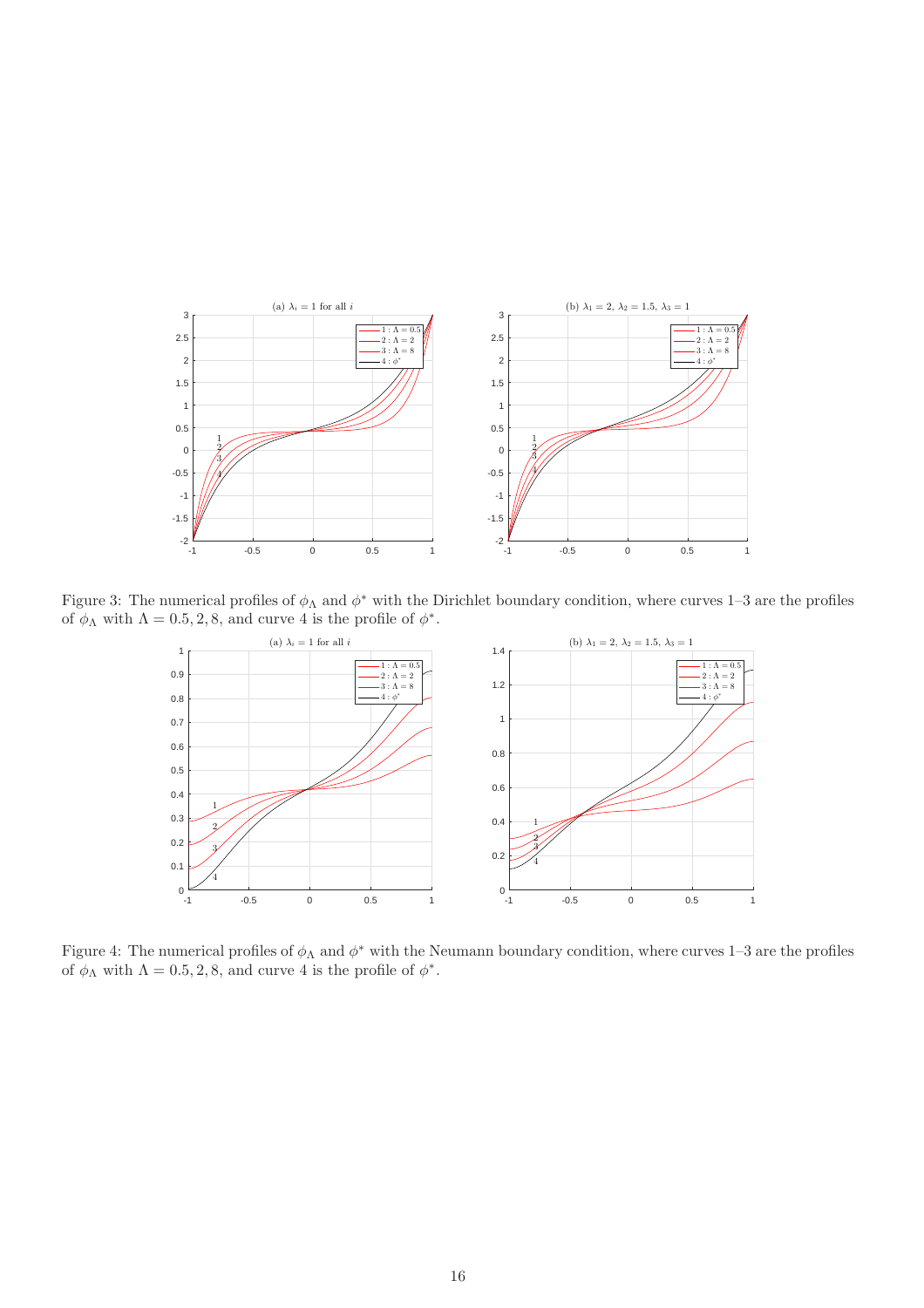Figure 3: The numerical profiles of $\phi_\Lambda$ and $\phi^*$ with the Dirichlet boundary condition, where curves 1–3 are the profiles of $\phi_\Lambda$ with $\Lambda = 0.5, 2, 8$, and curve 4 is the profile of $\phi^*$.

Figure 4: The numerical profiles of $\phi_\Lambda$ and $\phi^*$ with the Neumann boundary condition, where curves 1–3 are the profiles of $\phi_\Lambda$ with $\Lambda = 0.5, 2, 8$, and curve 4 is the profile of $\phi^*$.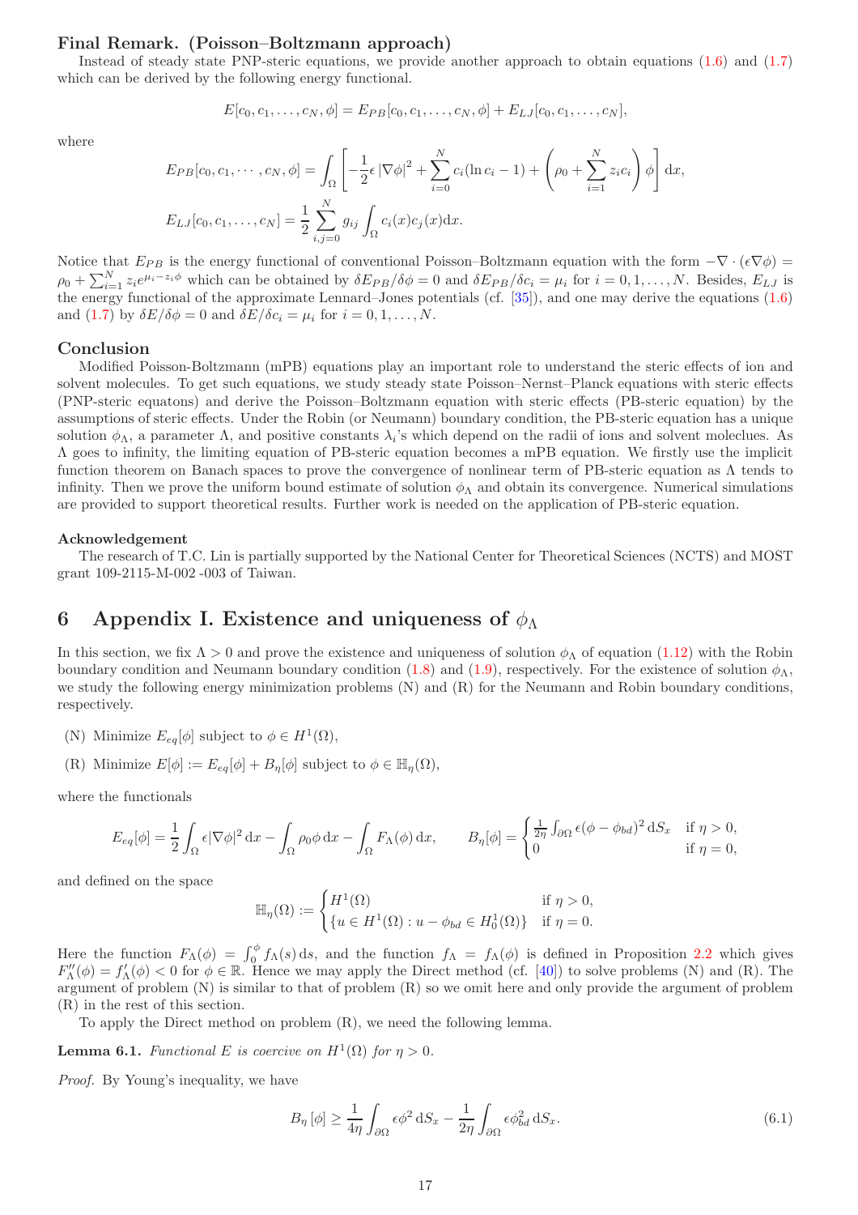**Final Remark. (Poisson–Boltzmann approach)**

Instead of steady state PNP-steric equations, we provide another approach to obtain equations (1.6) and (1.7) which can be derived by the following energy functional.

$$E[c_0, c_1, \ldots, c_N, \phi] = E_{PB}[c_0, c_1, \ldots, c_N, \phi] + E_{LJ}[c_0, c_1, \ldots, c_N],$$

where

$$E_{PB}[c_0, c_1, \cdots, c_N, \phi] = \int_\Omega \left[ -\frac{1}{2}\epsilon\, |\nabla \phi|^2 + \sum_{i=0}^N c_i(\ln c_i - 1) + \left( \rho_0 + \sum_{i=1}^N z_i c_i \right) \phi \right] \mathrm{d}x,$$

$$E_{LJ}[c_0, c_1, \ldots, c_N] = \frac{1}{2} \sum_{i,j=0}^N g_{ij} \int_\Omega c_i(x) c_j(x) \mathrm{d}x.$$

Notice that $E_{PB}$ is the energy functional of conventional Poisson–Boltzmann equation with the form $-\nabla \cdot (\epsilon \nabla \phi) = \rho_0 + \sum_{i=1}^N z_i e^{\mu_i - z_i \phi}$ which can be obtained by $\delta E_{PB}/\delta \phi = 0$ and $\delta E_{PB}/\delta c_i = \mu_i$ for $i = 0, 1, \ldots, N$. Besides, $E_{LJ}$ is the energy functional of the approximate Lennard–Jones potentials (cf. [35]), and one may derive the equations (1.6) and (1.7) by $\delta E/\delta \phi = 0$ and $\delta E/\delta c_i = \mu_i$ for $i = 0, 1, \ldots, N$.

## Conclusion

Modified Poisson-Boltzmann (mPB) equations play an important role to understand the steric effects of ion and solvent molecules. To get such equations, we study steady state Poisson–Nernst–Planck equations with steric effects (PNP-steric equatons) and derive the Poisson–Boltzmann equation with steric effects (PB-steric equation) by the assumptions of steric effects. Under the Robin (or Neumann) boundary condition, the PB-steric equation has a unique solution $\phi_\Lambda$, a parameter $\Lambda$, and positive constants $\lambda_i$'s which depend on the radii of ions and solvent moleclues. As $\Lambda$ goes to infinity, the limiting equation of PB-steric equation becomes a mPB equation. We firstly use the implicit function theorem on Banach spaces to prove the convergence of nonlinear term of PB-steric equation as $\Lambda$ tends to infinity. Then we prove the uniform bound estimate of solution $\phi_\Lambda$ and obtain its convergence. Numerical simulations are provided to support theoretical results. Further work is needed on the application of PB-steric equation.

#### Acknowledgement

The research of T.C. Lin is partially supported by the National Center for Theoretical Sciences (NCTS) and MOST grant 109-2115-M-002 -003 of Taiwan.

# 6 Appendix I. Existence and uniqueness of $\phi_\Lambda$

In this section, we fix $\Lambda > 0$ and prove the existence and uniqueness of solution $\phi_\Lambda$ of equation (1.12) with the Robin boundary condition and Neumann boundary condition (1.8) and (1.9), respectively. For the existence of solution $\phi_\Lambda$, we study the following energy minimization problems (N) and (R) for the Neumann and Robin boundary conditions, respectively.

(N) Minimize $E_{eq}[\phi]$ subject to $\phi \in H^1(\Omega)$,

(R) Minimize $E[\phi] := E_{eq}[\phi] + B_\eta[\phi]$ subject to $\phi \in \mathbb{H}_\eta(\Omega)$,

where the functionals

$$E_{eq}[\phi] = \frac{1}{2} \int_\Omega \epsilon |\nabla \phi|^2 \,\mathrm{d}x - \int_\Omega \rho_0 \phi \,\mathrm{d}x - \int_\Omega F_\Lambda(\phi)\,\mathrm{d}x, \qquad B_\eta[\phi] = \begin{cases} \frac{1}{2\eta} \int_{\partial\Omega} \epsilon (\phi - \phi_{bd})^2 \,\mathrm{d}S_x & \text{if } \eta > 0, \\ 0 & \text{if } \eta = 0, \end{cases}$$

and defined on the space

$$\mathbb{H}_\eta(\Omega) := \begin{cases} H^1(\Omega) & \text{if } \eta > 0, \\ \{u \in H^1(\Omega) : u - \phi_{bd} \in H_0^1(\Omega)\} & \text{if } \eta = 0. \end{cases}$$

Here the function $F_\Lambda(\phi) = \int_0^\phi f_\Lambda(s)\,\mathrm{d}s$, and the function $f_\Lambda = f_\Lambda(\phi)$ is defined in Proposition 2.2 which gives $F_\Lambda''(\phi) = f_\Lambda'(\phi) < 0$ for $\phi \in \mathbb{R}$. Hence we may apply the Direct method (cf. [40]) to solve problems (N) and (R). The argument of problem (N) is similar to that of problem (R) so we omit here and only provide the argument of problem (R) in the rest of this section.

To apply the Direct method on problem (R), we need the following lemma.

**Lemma 6.1.** *Functional $E$ is coercive on $H^1(\Omega)$ for $\eta > 0$.*

*Proof.* By Young's inequality, we have

$$B_\eta[\phi] \ge \frac{1}{4\eta} \int_{\partial\Omega} \epsilon \phi^2 \,\mathrm{d}S_x - \frac{1}{2\eta} \int_{\partial\Omega} \epsilon \phi_{bd}^2 \,\mathrm{d}S_x. \tag{6.1}$$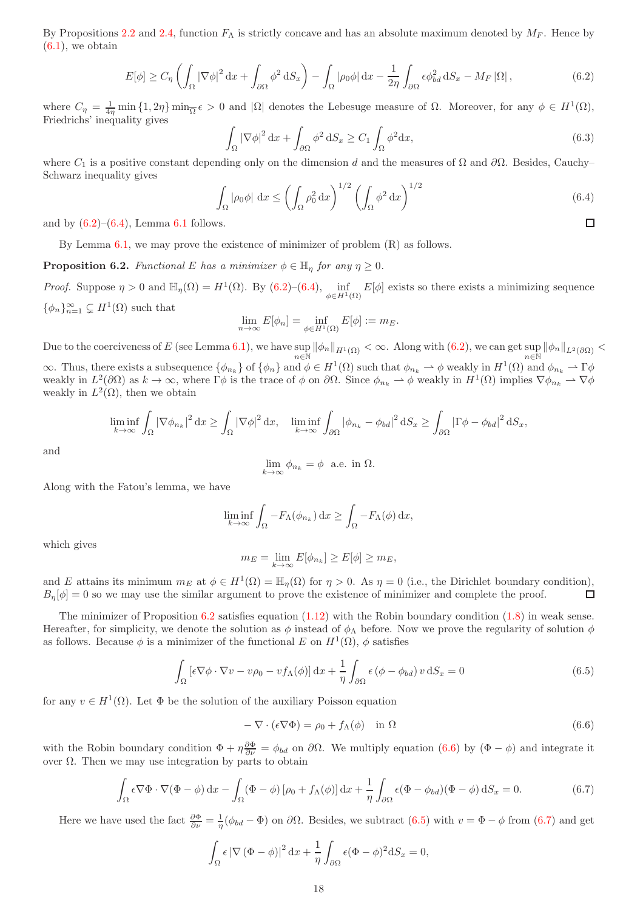By Propositions 2.2 and 2.4, function $F_\Lambda$ is strictly concave and has an absolute maximum denoted by $M_F$. Hence by (6.1), we obtain

$$E[\phi] \geq C_\eta \left( \int_\Omega |\nabla \phi|^2 \, \mathrm{d}x + \int_{\partial\Omega} \phi^2 \, \mathrm{d}S_x \right) - \int_\Omega |\rho_0 \phi| \, \mathrm{d}x - \frac{1}{2\eta} \int_{\partial\Omega} \epsilon \phi_{bd}^2 \, \mathrm{d}S_x - M_F \, |\Omega| \,, \tag{6.2}$$

where $C_\eta = \frac{1}{4\eta} \min\{1, 2\eta\} \min_{\overline{\Omega}} \epsilon > 0$ and $|\Omega|$ denotes the Lebesuge measure of $\Omega$. Moreover, for any $\phi \in H^1(\Omega)$, Friedrichs' inequality gives

$$\int_\Omega |\nabla \phi|^2 \, \mathrm{d}x + \int_{\partial\Omega} \phi^2 \, \mathrm{d}S_x \geq C_1 \int_\Omega \phi^2 \mathrm{d}x, \tag{6.3}$$

where $C_1$ is a positive constant depending only on the dimension $d$ and the measures of $\Omega$ and $\partial\Omega$. Besides, Cauchy–Schwarz inequality gives

$$\int_\Omega |\rho_0 \phi| \, \mathrm{d}x \leq \left( \int_\Omega \rho_0^2 \, \mathrm{d}x \right)^{1/2} \left( \int_\Omega \phi^2 \, \mathrm{d}x \right)^{1/2} \tag{6.4}$$

and by (6.2)–(6.4), Lemma 6.1 follows. □

By Lemma 6.1, we may prove the existence of minimizer of problem (R) as follows.

**Proposition 6.2.** *Functional $E$ has a minimizer $\phi \in \mathbb{H}_\eta$ for any $\eta \geq 0$.*

*Proof.* Suppose $\eta > 0$ and $\mathbb{H}_\eta(\Omega) = H^1(\Omega)$. By (6.2)–(6.4), $\inf_{\phi \in H^1(\Omega)} E[\phi]$ exists so there exists a minimizing sequence $\{\phi_n\}_{n=1}^\infty \subsetneq H^1(\Omega)$ such that

$$\lim_{n\to\infty} E[\phi_n] = \inf_{\phi \in H^1(\Omega)} E[\phi] := m_E.$$

Due to the coerciveness of $E$ (see Lemma 6.1), we have $\sup_{n \in \mathbb{N}} \|\phi_n\|_{H^1(\Omega)} < \infty$. Along with (6.2), we can get $\sup_{n\in\mathbb{N}} \|\phi_n\|_{L^2(\partial\Omega)} < \infty$. Thus, there exists a subsequence $\{\phi_{n_k}\}$ of $\{\phi_n\}$ and $\phi \in H^1(\Omega)$ such that $\phi_{n_k} \rightharpoonup \phi$ weakly in $H^1(\Omega)$ and $\phi_{n_k} \rightharpoonup \Gamma\phi$ weakly in $L^2(\partial\Omega)$ as $k \to \infty$, where $\Gamma\phi$ is the trace of $\phi$ on $\partial\Omega$. Since $\phi_{n_k} \rightharpoonup \phi$ weakly in $H^1(\Omega)$ implies $\nabla\phi_{n_k} \rightharpoonup \nabla\phi$ weakly in $L^2(\Omega)$, then we obtain

$$\liminf_{k\to\infty} \int_\Omega |\nabla \phi_{n_k}|^2 \, \mathrm{d}x \geq \int_\Omega |\nabla \phi|^2 \, \mathrm{d}x, \quad \liminf_{k\to\infty} \int_{\partial\Omega} |\phi_{n_k} - \phi_{bd}|^2 \, \mathrm{d}S_x \geq \int_{\partial\Omega} |\Gamma\phi - \phi_{bd}|^2 \, \mathrm{d}S_x,$$

and

$$\lim_{k\to\infty} \phi_{n_k} = \phi \ \text{ a.e. in } \Omega.$$

Along with the Fatou's lemma, we have

$$\liminf_{k\to\infty} \int_\Omega -F_\Lambda(\phi_{n_k}) \, \mathrm{d}x \geq \int_\Omega -F_\Lambda(\phi) \, \mathrm{d}x,$$

which gives

$$m_E = \lim_{k\to\infty} E[\phi_{n_k}] \geq E[\phi] \geq m_E,$$

and $E$ attains its minimum $m_E$ at $\phi \in H^1(\Omega) = \mathbb{H}_\eta(\Omega)$ for $\eta > 0$. As $\eta = 0$ (i.e., the Dirichlet boundary condition), $B_\eta[\phi] = 0$ so we may use the similar argument to prove the existence of minimizer and complete the proof. □

The minimizer of Proposition 6.2 satisfies equation (1.12) with the Robin boundary condition (1.8) in weak sense. Hereafter, for simplicity, we denote the solution as $\phi$ instead of $\phi_\Lambda$ before. Now we prove the regularity of solution $\phi$ as follows. Because $\phi$ is a minimizer of the functional $E$ on $H^1(\Omega)$, $\phi$ satisfies

$$\int_\Omega \left[ \epsilon \nabla\phi \cdot \nabla v - v\rho_0 - v f_\Lambda(\phi) \right] \mathrm{d}x + \frac{1}{\eta} \int_{\partial\Omega} \epsilon \left( \phi - \phi_{bd} \right) v \, \mathrm{d}S_x = 0 \tag{6.5}$$

for any $v \in H^1(\Omega)$. Let $\Phi$ be the solution of the auxiliary Poisson equation

$$-\nabla \cdot (\epsilon \nabla \Phi) = \rho_0 + f_\Lambda(\phi) \quad \text{in } \Omega \tag{6.6}$$

with the Robin boundary condition $\Phi + \eta \frac{\partial \Phi}{\partial \nu} = \phi_{bd}$ on $\partial\Omega$. We multiply equation (6.6) by $(\Phi - \phi)$ and integrate it over $\Omega$. Then we may use integration by parts to obtain

$$\int_\Omega \epsilon \nabla \Phi \cdot \nabla (\Phi - \phi) \, \mathrm{d}x - \int_\Omega (\Phi - \phi) \left[ \rho_0 + f_\Lambda(\phi) \right] \mathrm{d}x + \frac{1}{\eta} \int_{\partial\Omega} \epsilon (\Phi - \phi_{bd})(\Phi - \phi) \, \mathrm{d}S_x = 0. \tag{6.7}$$

Here we have used the fact $\frac{\partial \Phi}{\partial \nu} = \frac{1}{\eta}(\phi_{bd} - \Phi)$ on $\partial\Omega$. Besides, we subtract (6.5) with $v = \Phi - \phi$ from (6.7) and get

$$\int_\Omega \epsilon \left| \nabla \left( \Phi - \phi \right) \right|^2 \mathrm{d}x + \frac{1}{\eta} \int_{\partial\Omega} \epsilon (\Phi - \phi)^2 \mathrm{d}S_x = 0,$$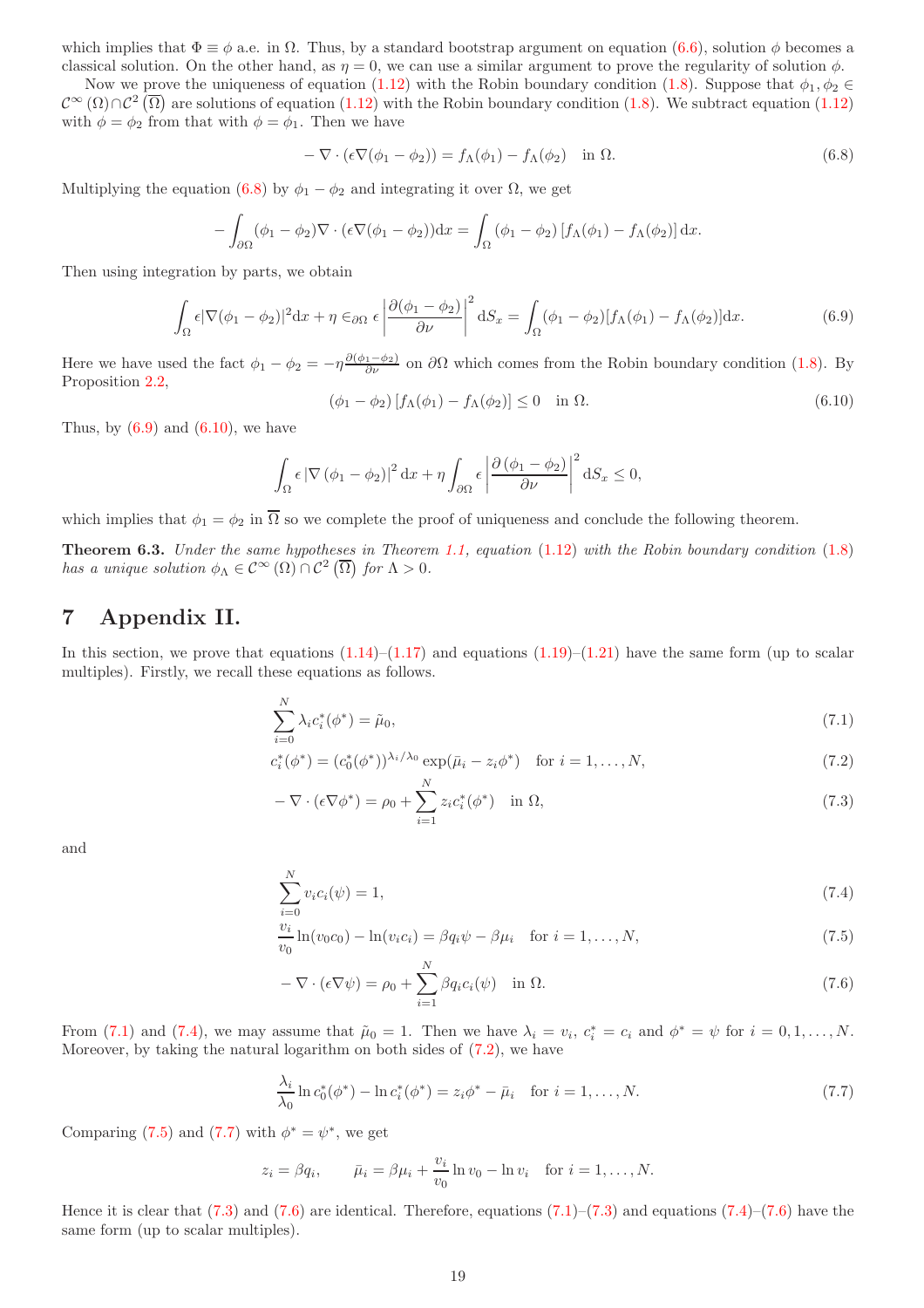which implies that $\Phi \equiv \phi$ a.e. in $\Omega$. Thus, by a standard bootstrap argument on equation (6.6), solution $\phi$ becomes a classical solution. On the other hand, as $\eta = 0$, we can use a similar argument to prove the regularity of solution $\phi$.

Now we prove the uniqueness of equation (1.12) with the Robin boundary condition (1.8). Suppose that $\phi_1, \phi_2 \in \mathcal{C}^\infty(\Omega) \cap \mathcal{C}^2(\overline{\Omega})$ are solutions of equation (1.12) with the Robin boundary condition (1.8). We subtract equation (1.12) with $\phi = \phi_2$ from that with $\phi = \phi_1$. Then we have

$$-\nabla \cdot (\epsilon \nabla(\phi_1 - \phi_2)) = f_\Lambda(\phi_1) - f_\Lambda(\phi_2) \quad \text{in } \Omega. \tag{6.8}$$

Multiplying the equation (6.8) by $\phi_1 - \phi_2$ and integrating it over $\Omega$, we get

$$-\int_{\partial\Omega} (\phi_1 - \phi_2) \nabla \cdot (\epsilon \nabla(\phi_1 - \phi_2)) \mathrm{d}x = \int_\Omega (\phi_1 - \phi_2) \left[f_\Lambda(\phi_1) - f_\Lambda(\phi_2)\right] \mathrm{d}x.$$

Then using integration by parts, we obtain

$$\int_\Omega \epsilon |\nabla(\phi_1 - \phi_2)|^2 \mathrm{d}x + \eta \in_{\partial\Omega} \epsilon \left|\frac{\partial(\phi_1 - \phi_2)}{\partial \nu}\right|^2 \mathrm{d}S_x = \int_\Omega (\phi_1 - \phi_2)[f_\Lambda(\phi_1) - f_\Lambda(\phi_2)] \mathrm{d}x. \tag{6.9}$$

Here we have used the fact $\phi_1 - \phi_2 = -\eta \frac{\partial(\phi_1 - \phi_2)}{\partial \nu}$ on $\partial\Omega$ which comes from the Robin boundary condition (1.8). By Proposition 2.2,

$$(\phi_1 - \phi_2)\left[f_\Lambda(\phi_1) - f_\Lambda(\phi_2)\right] \leq 0 \quad \text{in } \Omega. \tag{6.10}$$

Thus, by (6.9) and (6.10), we have

$$\int_\Omega \epsilon \left|\nabla\left(\phi_1 - \phi_2\right)\right|^2 \mathrm{d}x + \eta \int_{\partial\Omega} \epsilon \left|\frac{\partial\left(\phi_1 - \phi_2\right)}{\partial \nu}\right|^2 \mathrm{d}S_x \leq 0,$$

which implies that $\phi_1 = \phi_2$ in $\overline{\Omega}$ so we complete the proof of uniqueness and conclude the following theorem.

**Theorem 6.3.** *Under the same hypotheses in Theorem 1.1, equation (1.12) with the Robin boundary condition (1.8) has a unique solution $\phi_\Lambda \in \mathcal{C}^\infty(\Omega) \cap \mathcal{C}^2(\overline{\Omega})$ for $\Lambda > 0$.*

# 7 Appendix II.

In this section, we prove that equations (1.14)–(1.17) and equations (1.19)–(1.21) have the same form (up to scalar multiples). Firstly, we recall these equations as follows.

$$\sum_{i=0}^{N} \lambda_i c_i^*(\phi^*) = \tilde{\mu}_0, \tag{7.1}$$

$$c_i^*(\phi^*) = (c_0^*(\phi^*))^{\lambda_i/\lambda_0} \exp(\bar{\mu}_i - z_i \phi^*) \quad \text{for } i = 1, \ldots, N, \tag{7.2}$$

$$-\nabla \cdot (\epsilon \nabla \phi^*) = \rho_0 + \sum_{i=1}^{N} z_i c_i^*(\phi^*) \quad \text{in } \Omega, \tag{7.3}$$

and

$$\sum_{i=0}^{N} v_i c_i(\psi) = 1, \tag{7.4}$$

$$\frac{v_i}{v_0} \ln(v_0 c_0) - \ln(v_i c_i) = \beta q_i \psi - \beta \mu_i \quad \text{for } i = 1, \ldots, N, \tag{7.5}$$

$$-\nabla \cdot (\epsilon \nabla \psi) = \rho_0 + \sum_{i=1}^{N} \beta q_i c_i(\psi) \quad \text{in } \Omega. \tag{7.6}$$

From (7.1) and (7.4), we may assume that $\tilde{\mu}_0 = 1$. Then we have $\lambda_i = v_i$, $c_i^* = c_i$ and $\phi^* = \psi$ for $i = 0, 1, \ldots, N$. Moreover, by taking the natural logarithm on both sides of (7.2), we have

$$\frac{\lambda_i}{\lambda_0} \ln c_0^*(\phi^*) - \ln c_i^*(\phi^*) = z_i \phi^* - \bar{\mu}_i \quad \text{for } i = 1, \ldots, N. \tag{7.7}$$

Comparing (7.5) and (7.7) with $\phi^* = \psi^*$, we get

$$z_i = \beta q_i, \qquad \bar{\mu}_i = \beta \mu_i + \frac{v_i}{v_0} \ln v_0 - \ln v_i \quad \text{for } i = 1, \ldots, N.$$

Hence it is clear that (7.3) and (7.6) are identical. Therefore, equations (7.1)–(7.3) and equations (7.4)–(7.6) have the same form (up to scalar multiples).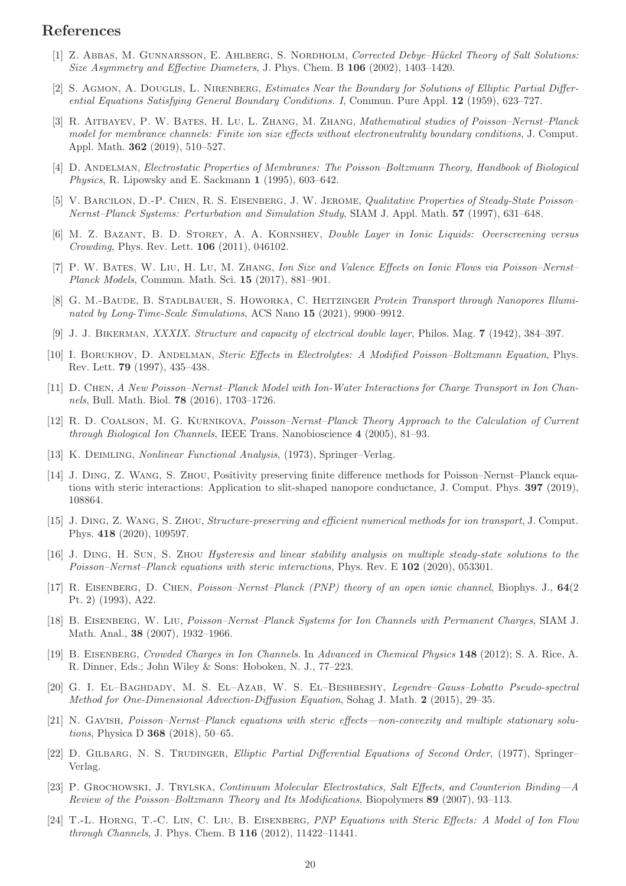## References

[1] Z. Abbas, M. Gunnarsson, E. Ahlberg, S. Nordholm, *Corrected Debye–Hückel Theory of Salt Solutions: Size Asymmetry and Effective Diameters*, J. Phys. Chem. B **106** (2002), 1403–1420.

[2] S. Agmon, A. Douglis, L. Nirenberg, *Estimates Near the Boundary for Solutions of Elliptic Partial Differential Equations Satisfying General Boundary Conditions. I*, Commun. Pure Appl. **12** (1959), 623–727.

[3] R. Aitbayev, P. W. Bates, H. Lu, L. Zhang, M. Zhang, *Mathematical studies of Poisson–Nernst–Planck model for membrane channels: Finite ion size effects without electroneutrality boundary conditions*, J. Comput. Appl. Math. **362** (2019), 510–527.

[4] D. Andelman, *Electrostatic Properties of Membranes: The Poisson–Boltzmann Theory, Handbook of Biological Physics*, R. Lipowsky and E. Sackmann **1** (1995), 603–642.

[5] V. Barcilon, D.-P. Chen, R. S. Eisenberg, J. W. Jerome, *Qualitative Properties of Steady-State Poisson–Nernst–Planck Systems: Perturbation and Simulation Study*, SIAM J. Appl. Math. **57** (1997), 631–648.

[6] M. Z. Bazant, B. D. Storey, A. A. Kornshev, *Double Layer in Ionic Liquids: Overscreening versus Crowding*, Phys. Rev. Lett. **106** (2011), 046102.

[7] P. W. Bates, W. Liu, H. Lu, M. Zhang, *Ion Size and Valence Effects on Ionic Flows via Poisson–Nernst–Planck Models*, Commun. Math. Sci. **15** (2017), 881–901.

[8] G. M.-Baude, B. Stadlbauer, S. Howorka, C. Heitzinger *Protein Transport through Nanopores Illuminated by Long-Time-Scale Simulations*, ACS Nano **15** (2021), 9900–9912.

[9] J. J. Bikerman, *XXXIX. Structure and capacity of electrical double layer*, Philos. Mag. **7** (1942), 384–397.

[10] I. Borukhov, D. Andelman, *Steric Effects in Electrolytes: A Modified Poisson–Boltzmann Equation*, Phys. Rev. Lett. **79** (1997), 435–438.

[11] D. Chen, *A New Poisson–Nernst–Planck Model with Ion-Water Interactions for Charge Transport in Ion Channels*, Bull. Math. Biol. **78** (2016), 1703–1726.

[12] R. D. Coalson, M. G. Kurnikova, *Poisson–Nernst–Planck Theory Approach to the Calculation of Current through Biological Ion Channels*, IEEE Trans. Nanobioscience **4** (2005), 81–93.

[13] K. Deimling, *Nonlinear Functional Analysis*, (1973), Springer–Verlag.

[14] J. Ding, Z. Wang, S. Zhou, Positivity preserving finite difference methods for Poisson–Nernst–Planck equations with steric interactions: Application to slit-shaped nanopore conductance, J. Comput. Phys. **397** (2019), 108864.

[15] J. Ding, Z. Wang, S. Zhou, *Structure-preserving and efficient numerical methods for ion transport*, J. Comput. Phys. **418** (2020), 109597.

[16] J. Ding, H. Sun, S. Zhou *Hysteresis and linear stability analysis on multiple steady-state solutions to the Poisson–Nernst–Planck equations with steric interactions*, Phys. Rev. E **102** (2020), 053301.

[17] R. Eisenberg, D. Chen, *Poisson–Nernst–Planck (PNP) theory of an open ionic channel*, Biophys. J., **64**(2 Pt. 2) (1993), A22.

[18] B. Eisenberg, W. Liu, *Poisson–Nernst–Planck Systems for Ion Channels with Permanent Charges*, SIAM J. Math. Anal., **38** (2007), 1932–1966.

[19] B. Eisenberg, *Crowded Charges in Ion Channels*. In *Advanced in Chemical Physics* **148** (2012); S. A. Rice, A. R. Dinner, Eds.; John Wiley & Sons: Hoboken, N. J., 77–223.

[20] G. I. El–Baghdady, M. S. El–Azab, W. S. El–Beshbeshy, *Legendre–Gauss–Lobatto Pseudo-spectral Method for One-Dimensional Advection-Diffusion Equation*, Sohag J. Math. **2** (2015), 29–35.

[21] N. Gavish, *Poisson–Nernst–Planck equations with steric effects—non-convexity and multiple stationary solutions*, Physica D **368** (2018), 50–65.

[22] D. Gilbarg, N. S. Trudinger, *Elliptic Partial Differential Equations of Second Order*, (1977), Springer–Verlag.

[23] P. Grochowski, J. Trylska, *Continuum Molecular Electrostatics, Salt Effects, and Counterion Binding—A Review of the Poisson–Boltzmann Theory and Its Modifications*, Biopolymers **89** (2007), 93–113.

[24] T.-L. Horng, T.-C. Lin, C. Liu, B. Eisenberg, *PNP Equations with Steric Effects: A Model of Ion Flow through Channels*, J. Phys. Chem. B **116** (2012), 11422–11441.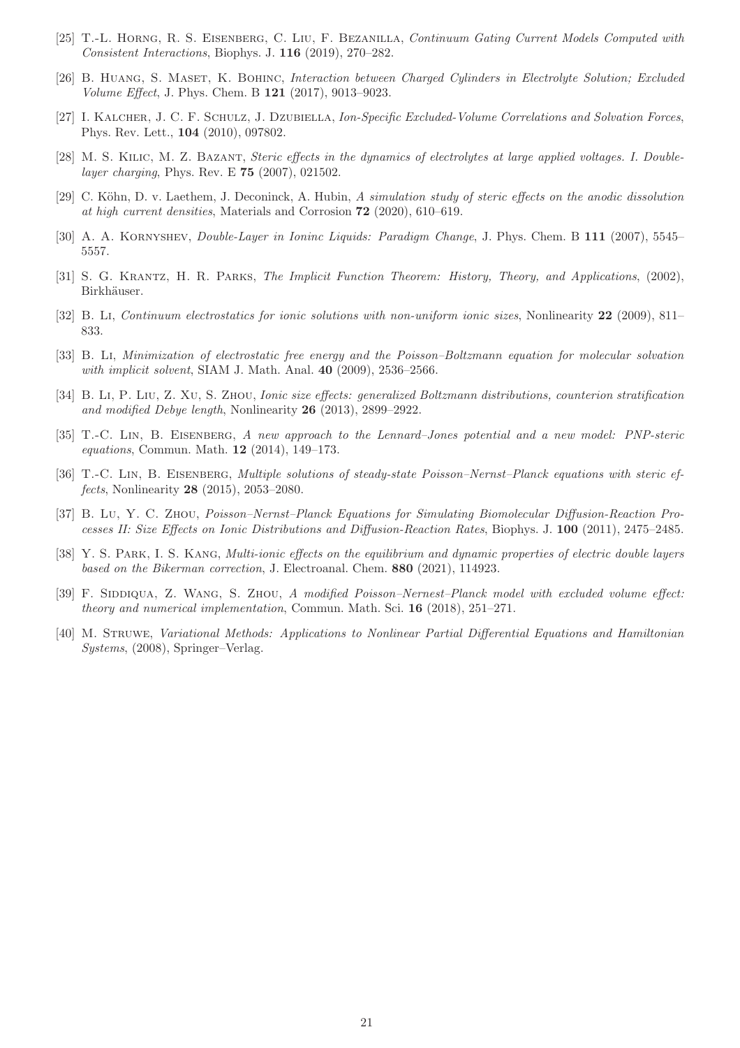[25] T.-L. Horng, R. S. Eisenberg, C. Liu, F. Bezanilla, *Continuum Gating Current Models Computed with Consistent Interactions*, Biophys. J. **116** (2019), 270–282.

[26] B. Huang, S. Maset, K. Bohinc, *Interaction between Charged Cylinders in Electrolyte Solution; Excluded Volume Effect*, J. Phys. Chem. B **121** (2017), 9013–9023.

[27] I. Kalcher, J. C. F. Schulz, J. Dzubiella, *Ion-Specific Excluded-Volume Correlations and Solvation Forces*, Phys. Rev. Lett., **104** (2010), 097802.

[28] M. S. Kilic, M. Z. Bazant, *Steric effects in the dynamics of electrolytes at large applied voltages. I. Double-layer charging*, Phys. Rev. E **75** (2007), 021502.

[29] C. Köhn, D. v. Laethem, J. Deconinck, A. Hubin, *A simulation study of steric effects on the anodic dissolution at high current densities*, Materials and Corrosion **72** (2020), 610–619.

[30] A. A. Kornyshev, *Double-Layer in Ioninc Liquids: Paradigm Change*, J. Phys. Chem. B **111** (2007), 5545–5557.

[31] S. G. Krantz, H. R. Parks, *The Implicit Function Theorem: History, Theory, and Applications*, (2002), Birkhäuser.

[32] B. Li, *Continuum electrostatics for ionic solutions with non-uniform ionic sizes*, Nonlinearity **22** (2009), 811–833.

[33] B. Li, *Minimization of electrostatic free energy and the Poisson–Boltzmann equation for molecular solvation with implicit solvent*, SIAM J. Math. Anal. **40** (2009), 2536–2566.

[34] B. Li, P. Liu, Z. Xu, S. Zhou, *Ionic size effects: generalized Boltzmann distributions, counterion stratification and modified Debye length*, Nonlinearity **26** (2013), 2899–2922.

[35] T.-C. Lin, B. Eisenberg, *A new approach to the Lennard–Jones potential and a new model: PNP-steric equations*, Commun. Math. **12** (2014), 149–173.

[36] T.-C. Lin, B. Eisenberg, *Multiple solutions of steady-state Poisson–Nernst–Planck equations with steric effects*, Nonlinearity **28** (2015), 2053–2080.

[37] B. Lu, Y. C. Zhou, *Poisson–Nernst–Planck Equations for Simulating Biomolecular Diffusion-Reaction Processes II: Size Effects on Ionic Distributions and Diffusion-Reaction Rates*, Biophys. J. **100** (2011), 2475–2485.

[38] Y. S. Park, I. S. Kang, *Multi-ionic effects on the equilibrium and dynamic properties of electric double layers based on the Bikerman correction*, J. Electroanal. Chem. **880** (2021), 114923.

[39] F. Siddiqua, Z. Wang, S. Zhou, *A modified Poisson–Nernest–Planck model with excluded volume effect: theory and numerical implementation*, Commun. Math. Sci. **16** (2018), 251–271.

[40] M. Struwe, *Variational Methods: Applications to Nonlinear Partial Differential Equations and Hamiltonian Systems*, (2008), Springer–Verlag.